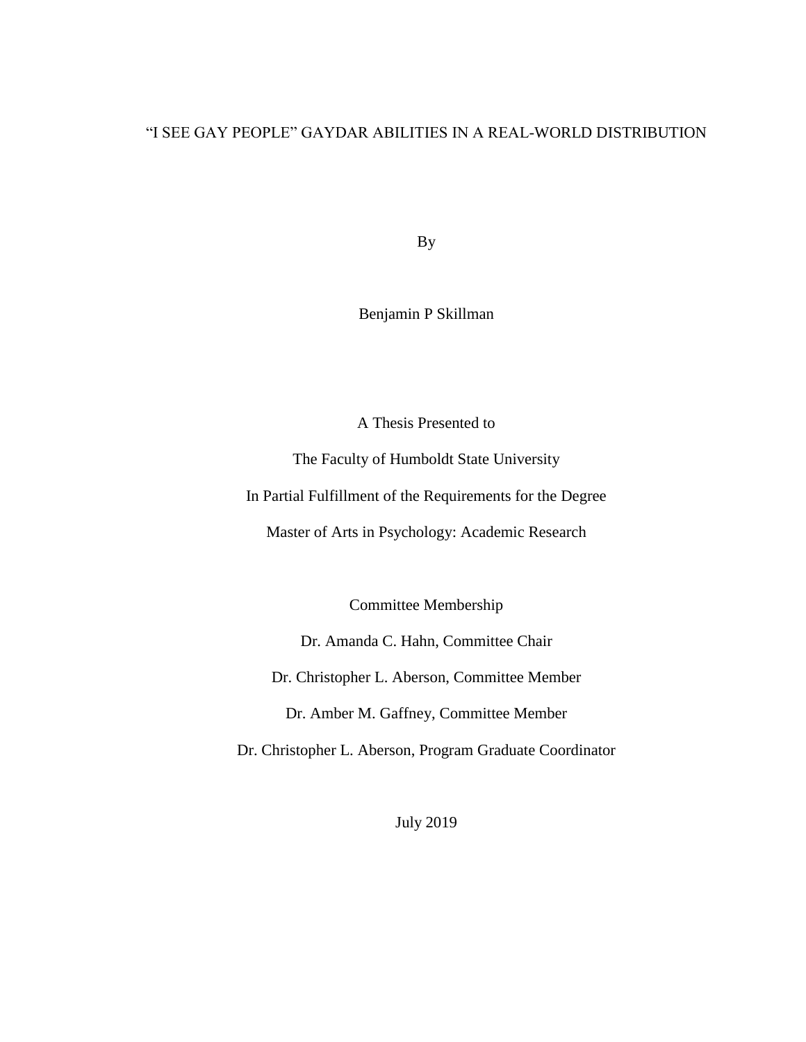# "I SEE GAY PEOPLE" GAYDAR ABILITIES IN A REAL-WORLD DISTRIBUTION

By

Benjamin P Skillman

A Thesis Presented to

The Faculty of Humboldt State University

In Partial Fulfillment of the Requirements for the Degree

Master of Arts in Psychology: Academic Research

Committee Membership

Dr. Amanda C. Hahn, Committee Chair

Dr. Christopher L. Aberson, Committee Member

Dr. Amber M. Gaffney, Committee Member

Dr. Christopher L. Aberson, Program Graduate Coordinator

July 2019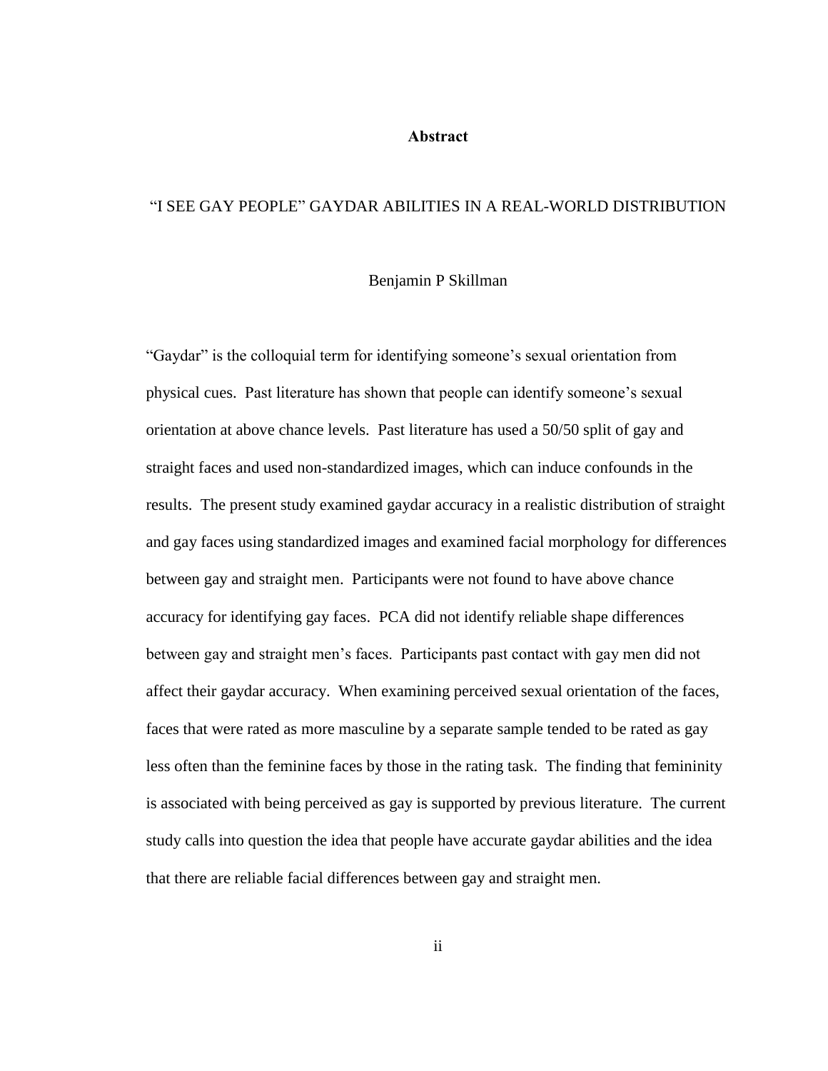## Abstract

### "I SEE GAY PEOPLE" GAYDAR ABILITIES IN A REAL-WORLD DISTRIBUTION

Benjamin P Skillman

"Gaydar" is the colloquial term for identifying someone's sexual orientation from physical cues. Past literature has shown that people can identify someone's sexual orientation at above chance levels. Past literature has used a 50/50 split of gay and straight faces and used non-standardized images, which can induce confounds in the results. The present study examined gaydar accuracy in a realistic distribution of straight and gay faces using standardized images and examined facial morphology for differences between gay and straight men. Participants were not found to have above chance accuracy for identifying gay faces. PCA did not identify reliable shape differences between gay and straight men's faces. Participants past contact with gay men did not affect their gaydar accuracy. When examining perceived sexual orientation of the faces, faces that were rated as more masculine by a separate sample tended to be rated as gay less often than the feminine faces by those in the rating task. The finding that femininity is associated with being perceived as gay is supported by previous literature. The current study calls into question the idea that people have accurate gaydar abilities and the idea that there are reliable facial differences between gay and straight men.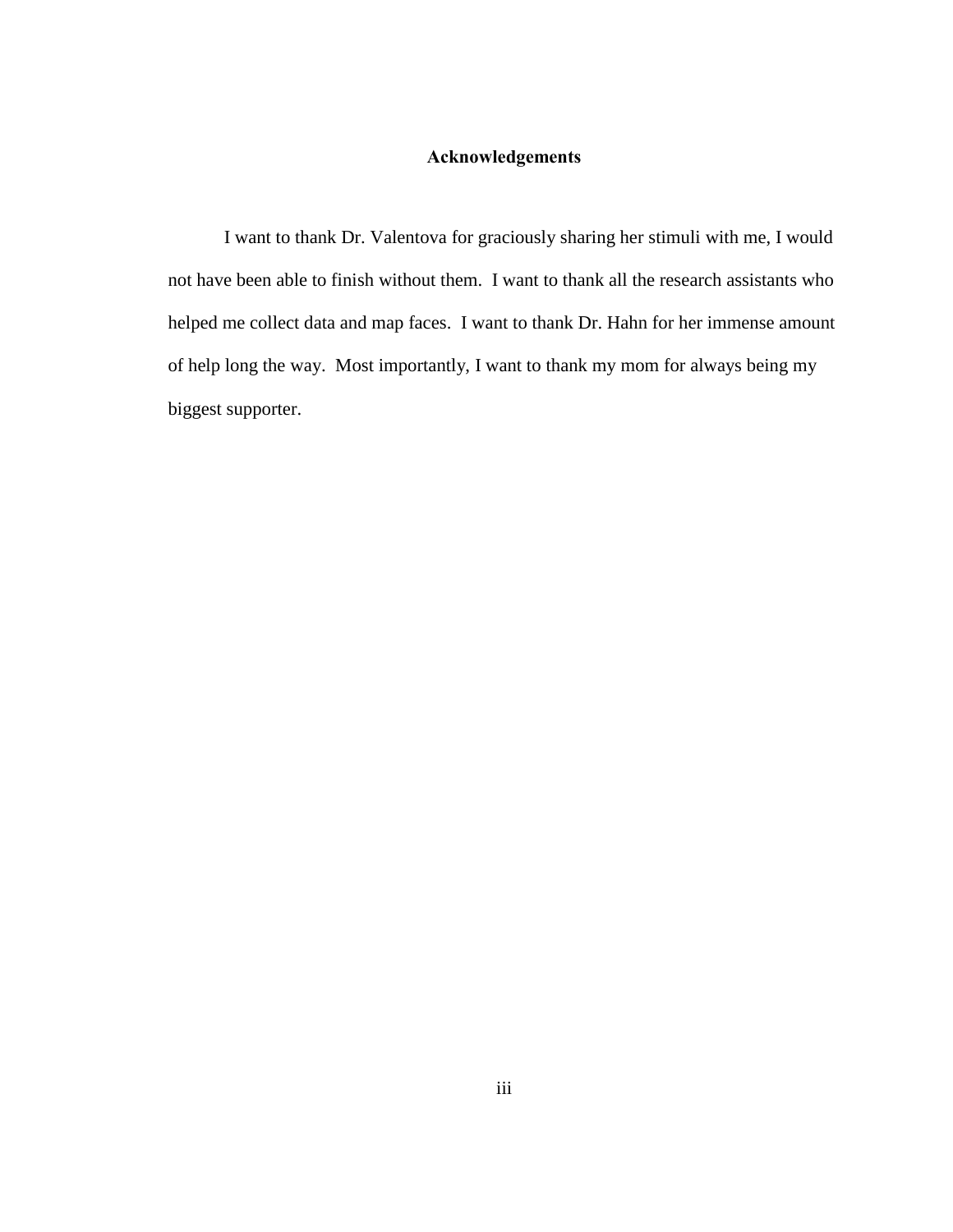## Acknowledgements

I want to thank Dr. Valentova for graciously sharing her stimuli with me, I would not have been able to finish without them. I want to thank all the research assistants who helped me collect data and map faces. I want to thank Dr. Hahn for her immense amount of help long the way. Most importantly, I want to thank my mom for always being my biggest supporter.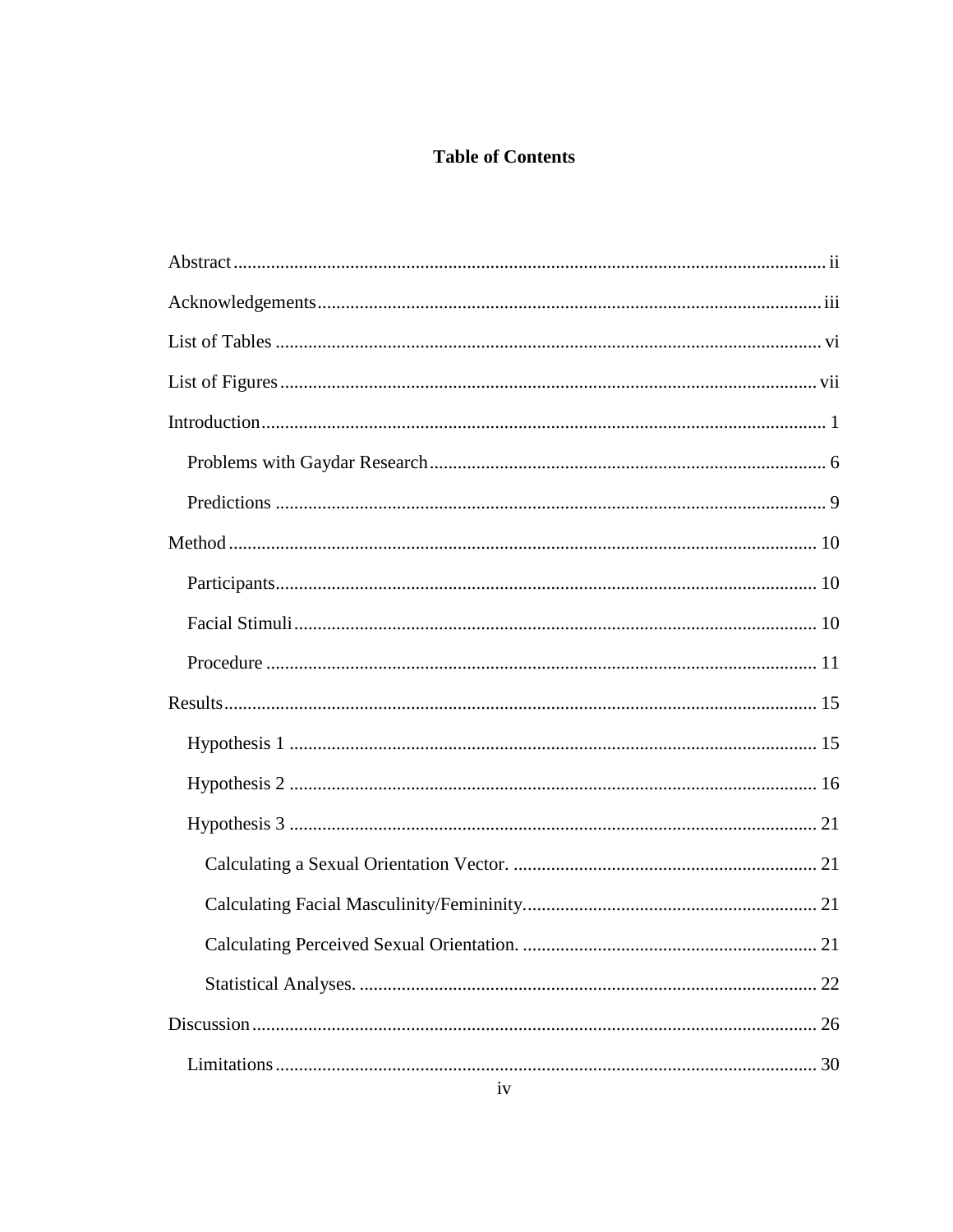# Table of Contents

Abstract ii

Acknowledgements iii

List of Tables vi

List of Figures vii

Introduction 1

- Problems with Gaydar Research 6
- Predictions 9

Method 10

- Participants 10
- Facial Stimuli 10
- Procedure 11

Results 15

- Hypothesis 1 15
- Hypothesis 2 16
- Hypothesis 3 21
  - Calculating a Sexual Orientation Vector. 21
  - Calculating Facial Masculinity/Femininity. 21
  - Calculating Perceived Sexual Orientation. 21
  - Statistical Analyses. 22

Discussion 26

- Limitations 30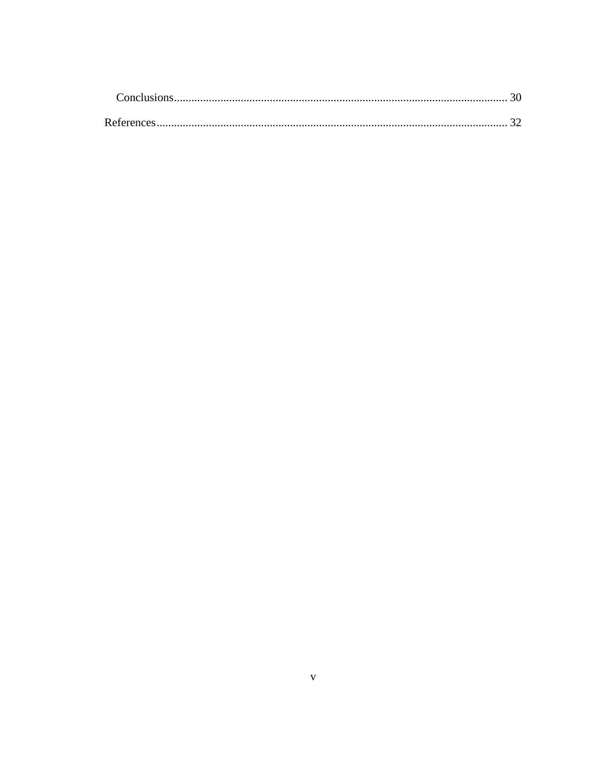Conclusions.................................................................................................................. 30

References........................................................................................................................ 32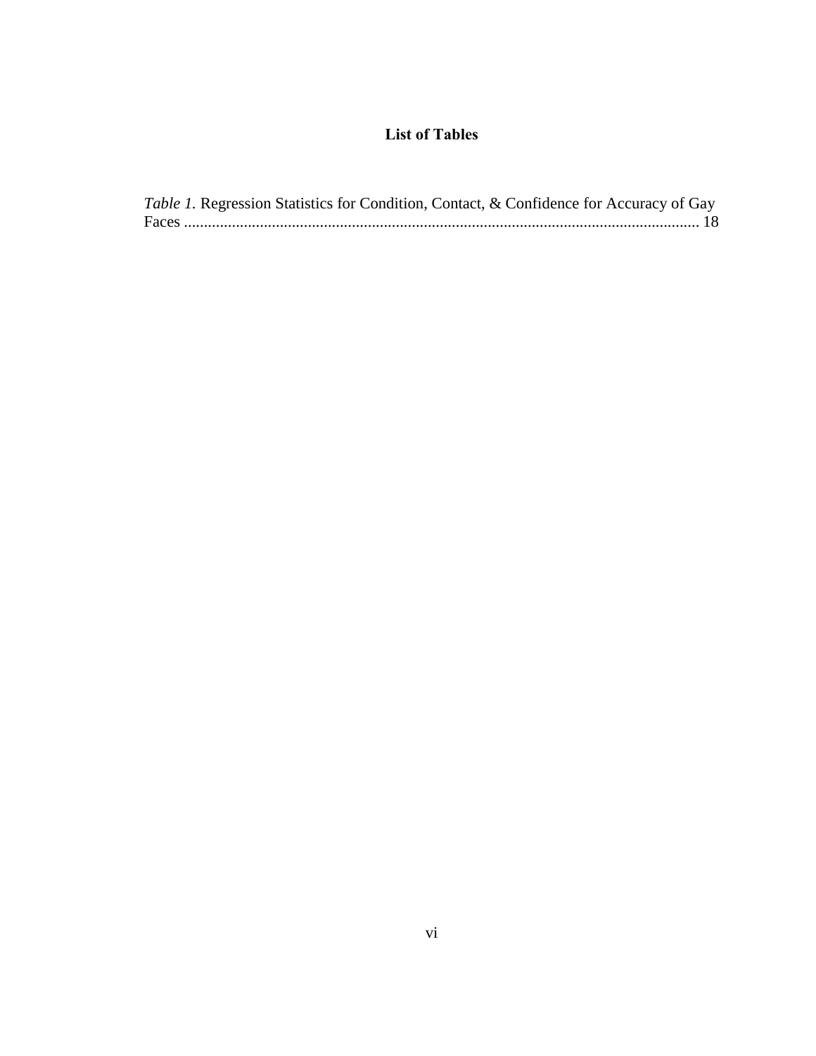# List of Tables

*Table 1.* Regression Statistics for Condition, Contact, & Confidence for Accuracy of Gay Faces ................................................................................................................ 18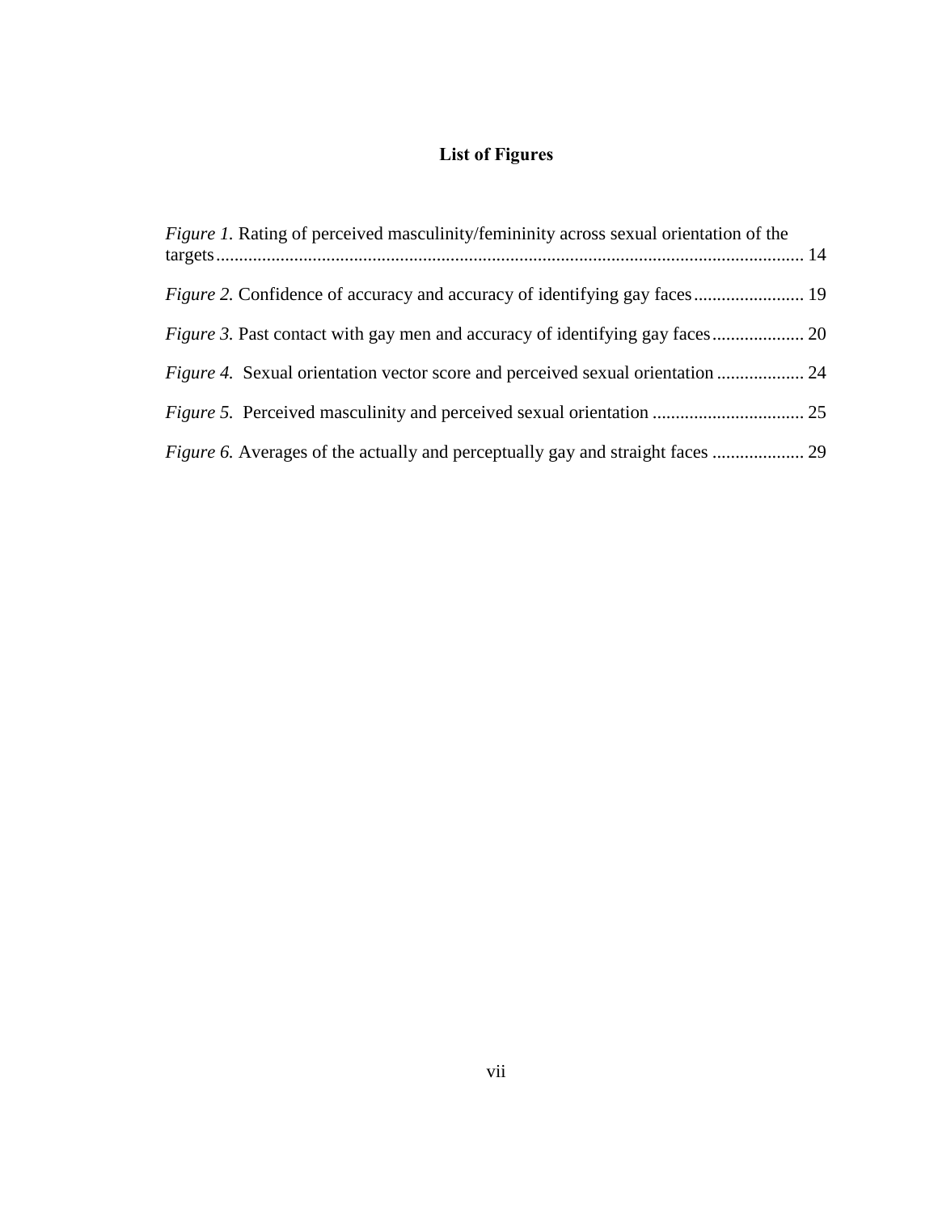# List of Figures

*Figure 1.* Rating of perceived masculinity/femininity across sexual orientation of the targets ........................................................................................................................ 14

*Figure 2.* Confidence of accuracy and accuracy of identifying gay faces ........................ 19

*Figure 3.* Past contact with gay men and accuracy of identifying gay faces .................... 20

*Figure 4.* Sexual orientation vector score and perceived sexual orientation ................... 24

*Figure 5.* Perceived masculinity and perceived sexual orientation ................................. 25

*Figure 6.* Averages of the actually and perceptually gay and straight faces .................... 29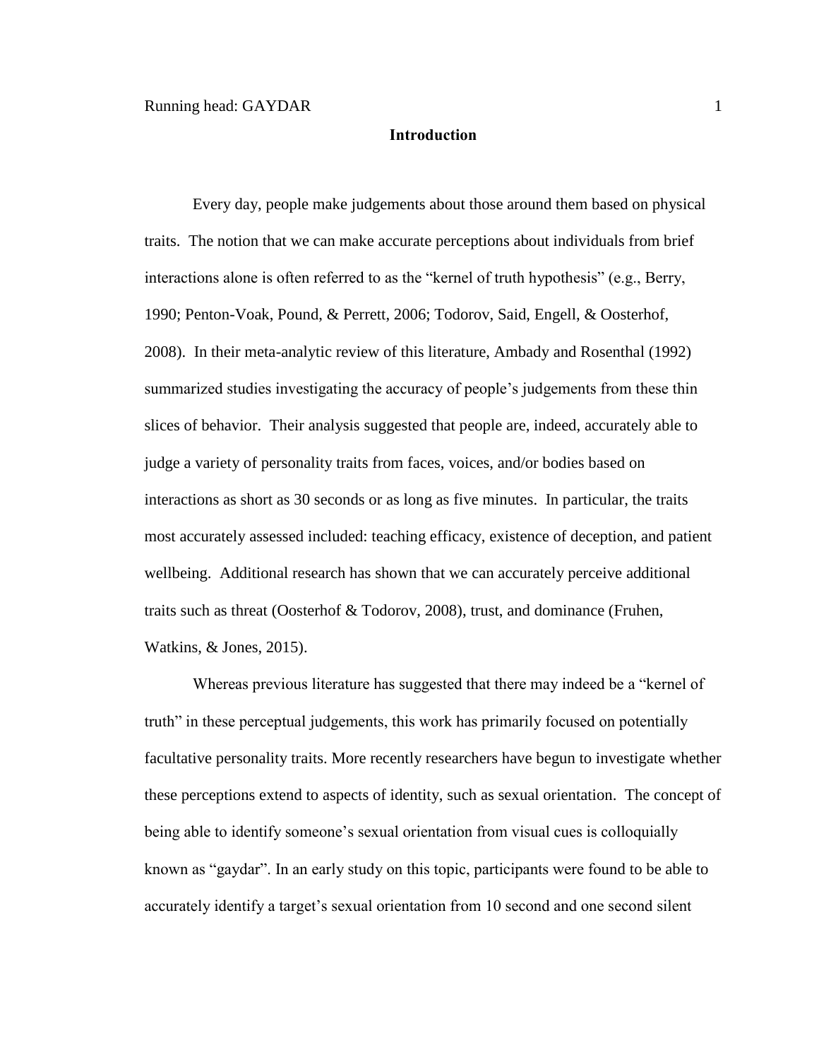## Introduction

Every day, people make judgements about those around them based on physical traits. The notion that we can make accurate perceptions about individuals from brief interactions alone is often referred to as the "kernel of truth hypothesis" (e.g., Berry, 1990; Penton-Voak, Pound, & Perrett, 2006; Todorov, Said, Engell, & Oosterhof, 2008). In their meta-analytic review of this literature, Ambady and Rosenthal (1992) summarized studies investigating the accuracy of people's judgements from these thin slices of behavior. Their analysis suggested that people are, indeed, accurately able to judge a variety of personality traits from faces, voices, and/or bodies based on interactions as short as 30 seconds or as long as five minutes. In particular, the traits most accurately assessed included: teaching efficacy, existence of deception, and patient wellbeing. Additional research has shown that we can accurately perceive additional traits such as threat (Oosterhof & Todorov, 2008), trust, and dominance (Fruhen, Watkins, & Jones, 2015).

Whereas previous literature has suggested that there may indeed be a "kernel of truth" in these perceptual judgements, this work has primarily focused on potentially facultative personality traits. More recently researchers have begun to investigate whether these perceptions extend to aspects of identity, such as sexual orientation. The concept of being able to identify someone's sexual orientation from visual cues is colloquially known as "gaydar". In an early study on this topic, participants were found to be able to accurately identify a target's sexual orientation from 10 second and one second silent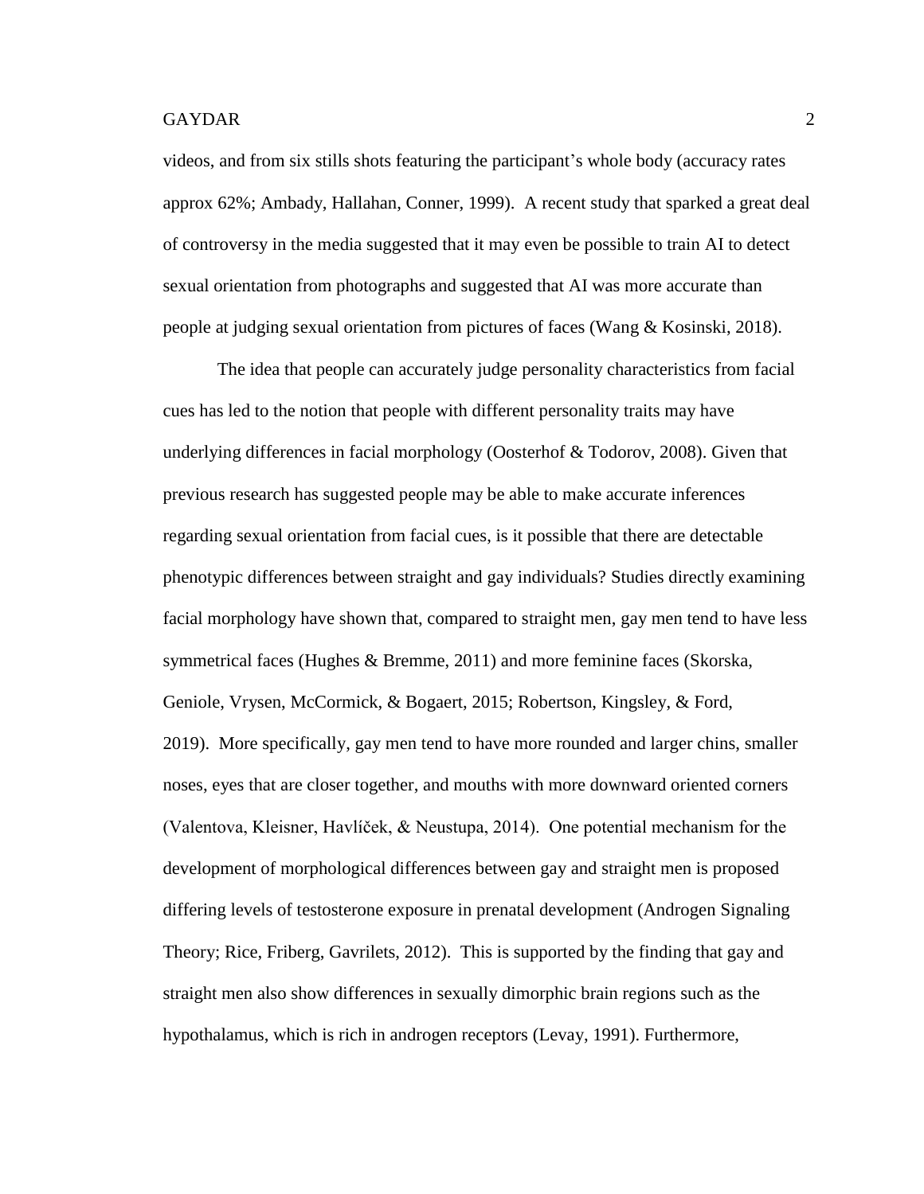videos, and from six stills shots featuring the participant's whole body (accuracy rates approx 62%; Ambady, Hallahan, Conner, 1999). A recent study that sparked a great deal of controversy in the media suggested that it may even be possible to train AI to detect sexual orientation from photographs and suggested that AI was more accurate than people at judging sexual orientation from pictures of faces (Wang & Kosinski, 2018).

The idea that people can accurately judge personality characteristics from facial cues has led to the notion that people with different personality traits may have underlying differences in facial morphology (Oosterhof & Todorov, 2008). Given that previous research has suggested people may be able to make accurate inferences regarding sexual orientation from facial cues, is it possible that there are detectable phenotypic differences between straight and gay individuals? Studies directly examining facial morphology have shown that, compared to straight men, gay men tend to have less symmetrical faces (Hughes & Bremme, 2011) and more feminine faces (Skorska, Geniole, Vrysen, McCormick, & Bogaert, 2015; Robertson, Kingsley, & Ford, 2019). More specifically, gay men tend to have more rounded and larger chins, smaller noses, eyes that are closer together, and mouths with more downward oriented corners (Valentova, Kleisner, Havlíček, & Neustupa, 2014). One potential mechanism for the development of morphological differences between gay and straight men is proposed differing levels of testosterone exposure in prenatal development (Androgen Signaling Theory; Rice, Friberg, Gavrilets, 2012). This is supported by the finding that gay and straight men also show differences in sexually dimorphic brain regions such as the hypothalamus, which is rich in androgen receptors (Levay, 1991). Furthermore,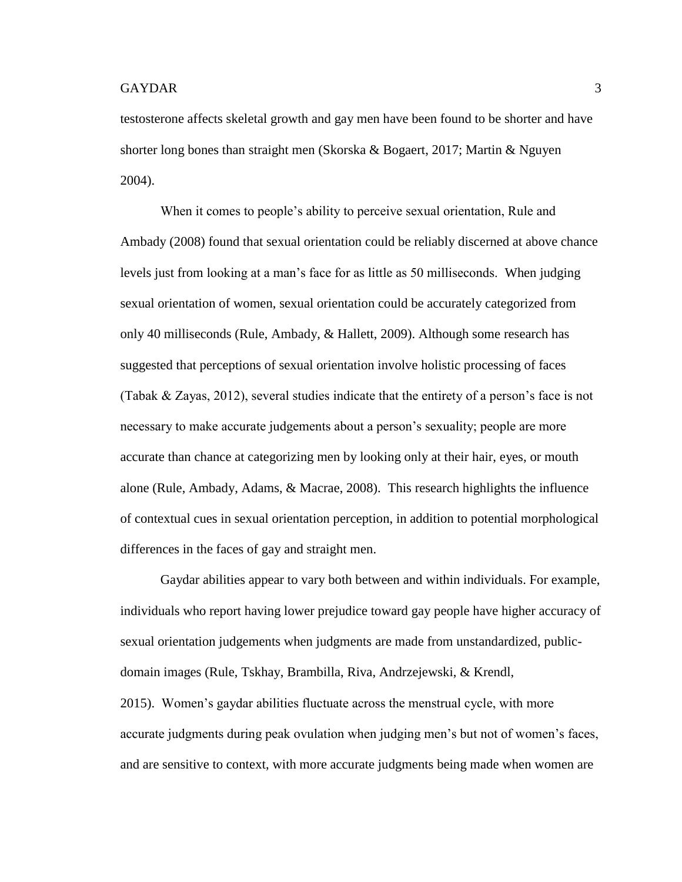testosterone affects skeletal growth and gay men have been found to be shorter and have shorter long bones than straight men (Skorska & Bogaert, 2017; Martin & Nguyen 2004).

When it comes to people's ability to perceive sexual orientation, Rule and Ambady (2008) found that sexual orientation could be reliably discerned at above chance levels just from looking at a man's face for as little as 50 milliseconds. When judging sexual orientation of women, sexual orientation could be accurately categorized from only 40 milliseconds (Rule, Ambady, & Hallett, 2009). Although some research has suggested that perceptions of sexual orientation involve holistic processing of faces (Tabak & Zayas, 2012), several studies indicate that the entirety of a person's face is not necessary to make accurate judgements about a person's sexuality; people are more accurate than chance at categorizing men by looking only at their hair, eyes, or mouth alone (Rule, Ambady, Adams, & Macrae, 2008). This research highlights the influence of contextual cues in sexual orientation perception, in addition to potential morphological differences in the faces of gay and straight men.

Gaydar abilities appear to vary both between and within individuals. For example, individuals who report having lower prejudice toward gay people have higher accuracy of sexual orientation judgements when judgments are made from unstandardized, public-domain images (Rule, Tskhay, Brambilla, Riva, Andrzejewski, & Krendl, 2015). Women's gaydar abilities fluctuate across the menstrual cycle, with more accurate judgments during peak ovulation when judging men's but not of women's faces, and are sensitive to context, with more accurate judgments being made when women are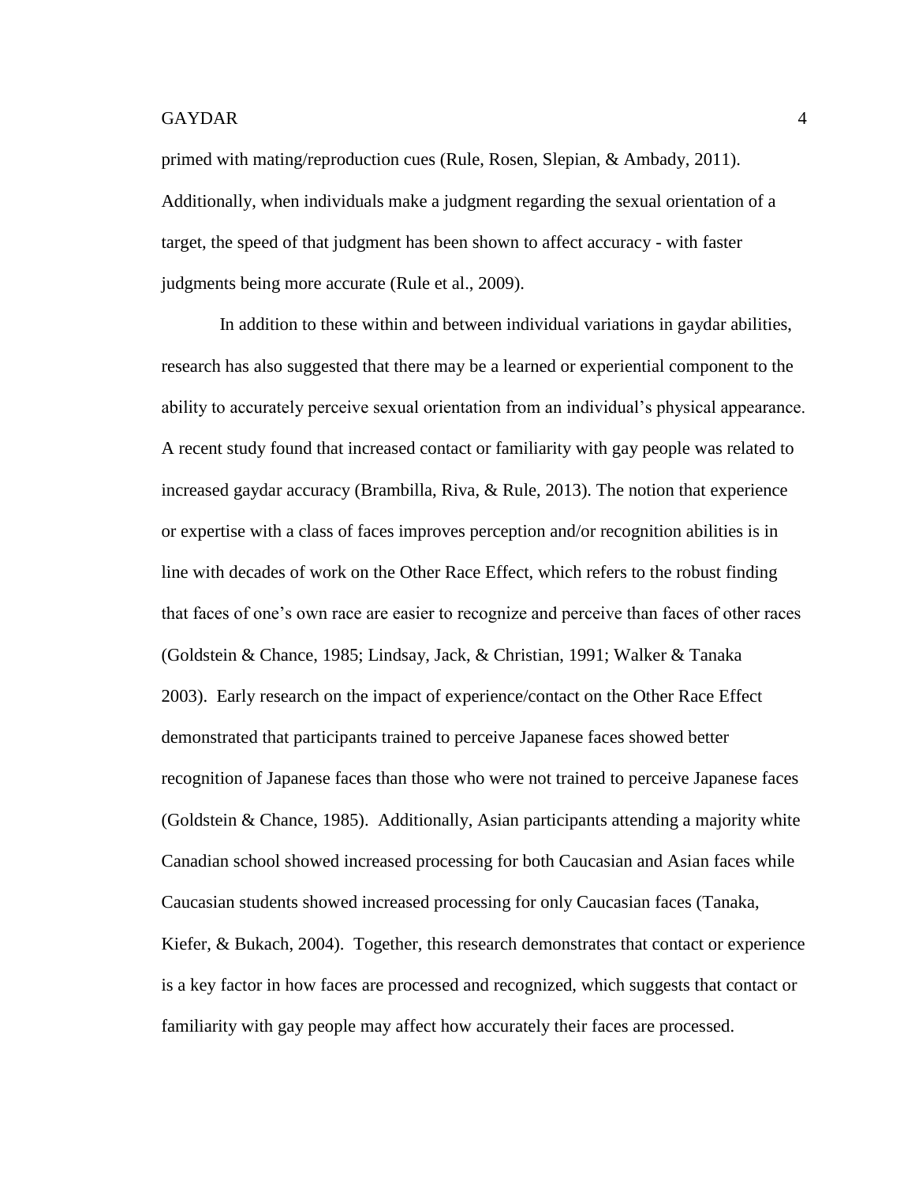primed with mating/reproduction cues (Rule, Rosen, Slepian, & Ambady, 2011). Additionally, when individuals make a judgment regarding the sexual orientation of a target, the speed of that judgment has been shown to affect accuracy - with faster judgments being more accurate (Rule et al., 2009).

In addition to these within and between individual variations in gaydar abilities, research has also suggested that there may be a learned or experiential component to the ability to accurately perceive sexual orientation from an individual's physical appearance. A recent study found that increased contact or familiarity with gay people was related to increased gaydar accuracy (Brambilla, Riva, & Rule, 2013). The notion that experience or expertise with a class of faces improves perception and/or recognition abilities is in line with decades of work on the Other Race Effect, which refers to the robust finding that faces of one's own race are easier to recognize and perceive than faces of other races (Goldstein & Chance, 1985; Lindsay, Jack, & Christian, 1991; Walker & Tanaka 2003). Early research on the impact of experience/contact on the Other Race Effect demonstrated that participants trained to perceive Japanese faces showed better recognition of Japanese faces than those who were not trained to perceive Japanese faces (Goldstein & Chance, 1985). Additionally, Asian participants attending a majority white Canadian school showed increased processing for both Caucasian and Asian faces while Caucasian students showed increased processing for only Caucasian faces (Tanaka, Kiefer, & Bukach, 2004). Together, this research demonstrates that contact or experience is a key factor in how faces are processed and recognized, which suggests that contact or familiarity with gay people may affect how accurately their faces are processed.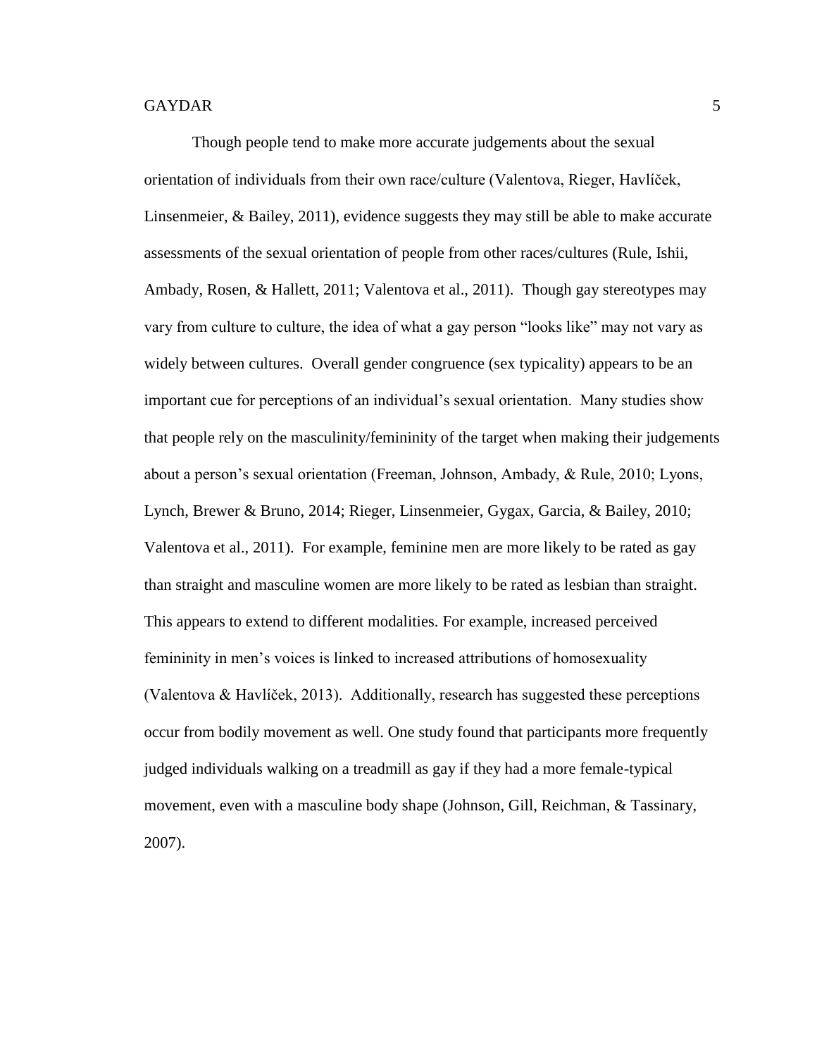Though people tend to make more accurate judgements about the sexual orientation of individuals from their own race/culture (Valentova, Rieger, Havlíček, Linsenmeier, & Bailey, 2011), evidence suggests they may still be able to make accurate assessments of the sexual orientation of people from other races/cultures (Rule, Ishii, Ambady, Rosen, & Hallett, 2011; Valentova et al., 2011). Though gay stereotypes may vary from culture to culture, the idea of what a gay person "looks like" may not vary as widely between cultures. Overall gender congruence (sex typicality) appears to be an important cue for perceptions of an individual's sexual orientation. Many studies show that people rely on the masculinity/femininity of the target when making their judgements about a person's sexual orientation (Freeman, Johnson, Ambady, & Rule, 2010; Lyons, Lynch, Brewer & Bruno, 2014; Rieger, Linsenmeier, Gygax, Garcia, & Bailey, 2010; Valentova et al., 2011). For example, feminine men are more likely to be rated as gay than straight and masculine women are more likely to be rated as lesbian than straight. This appears to extend to different modalities. For example, increased perceived femininity in men's voices is linked to increased attributions of homosexuality (Valentova & Havlíček, 2013). Additionally, research has suggested these perceptions occur from bodily movement as well. One study found that participants more frequently judged individuals walking on a treadmill as gay if they had a more female-typical movement, even with a masculine body shape (Johnson, Gill, Reichman, & Tassinary, 2007).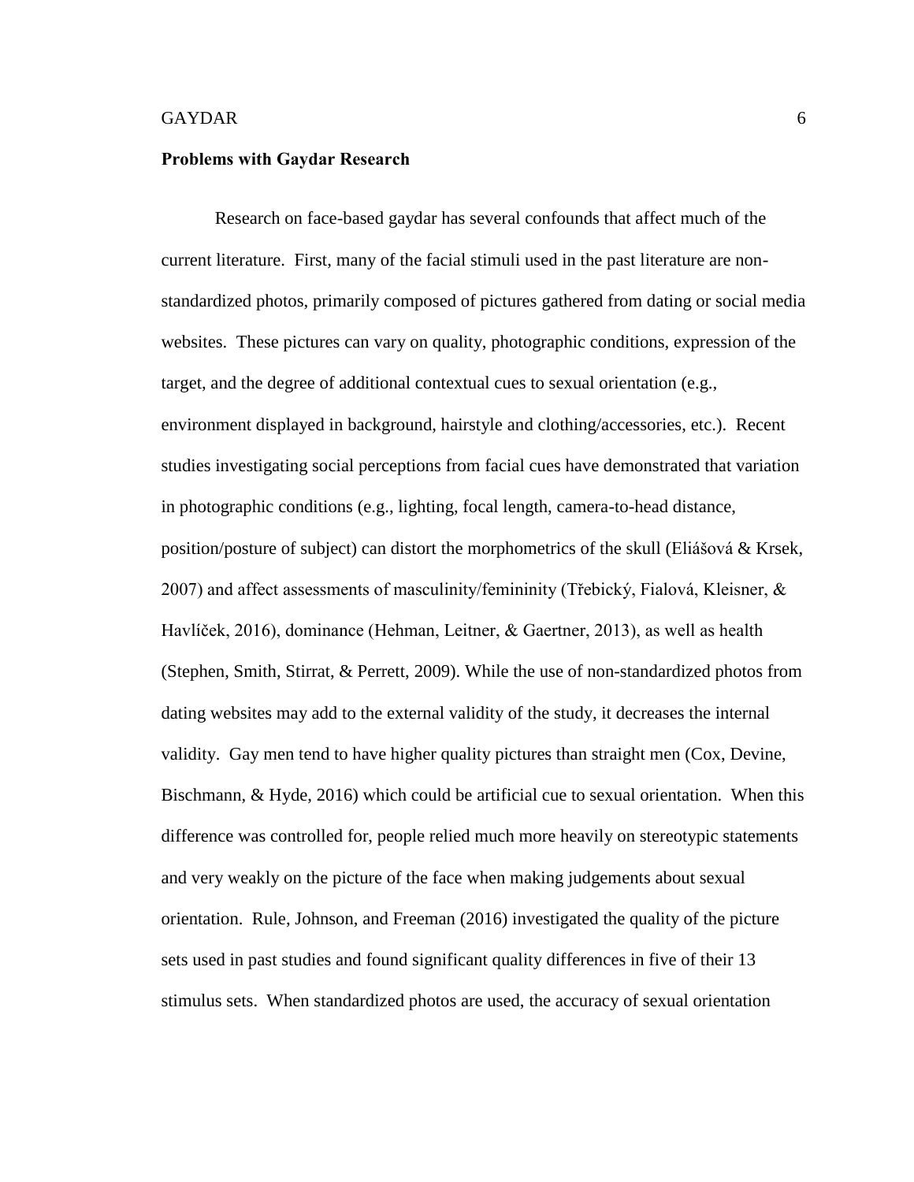**Problems with Gaydar Research**

Research on face-based gaydar has several confounds that affect much of the current literature. First, many of the facial stimuli used in the past literature are non-standardized photos, primarily composed of pictures gathered from dating or social media websites. These pictures can vary on quality, photographic conditions, expression of the target, and the degree of additional contextual cues to sexual orientation (e.g., environment displayed in background, hairstyle and clothing/accessories, etc.). Recent studies investigating social perceptions from facial cues have demonstrated that variation in photographic conditions (e.g., lighting, focal length, camera-to-head distance, position/posture of subject) can distort the morphometrics of the skull (Eliášová & Krsek, 2007) and affect assessments of masculinity/femininity (Třebický, Fialová, Kleisner, & Havlíček, 2016), dominance (Hehman, Leitner, & Gaertner, 2013), as well as health (Stephen, Smith, Stirrat, & Perrett, 2009). While the use of non-standardized photos from dating websites may add to the external validity of the study, it decreases the internal validity. Gay men tend to have higher quality pictures than straight men (Cox, Devine, Bischmann, & Hyde, 2016) which could be artificial cue to sexual orientation. When this difference was controlled for, people relied much more heavily on stereotypic statements and very weakly on the picture of the face when making judgements about sexual orientation. Rule, Johnson, and Freeman (2016) investigated the quality of the picture sets used in past studies and found significant quality differences in five of their 13 stimulus sets. When standardized photos are used, the accuracy of sexual orientation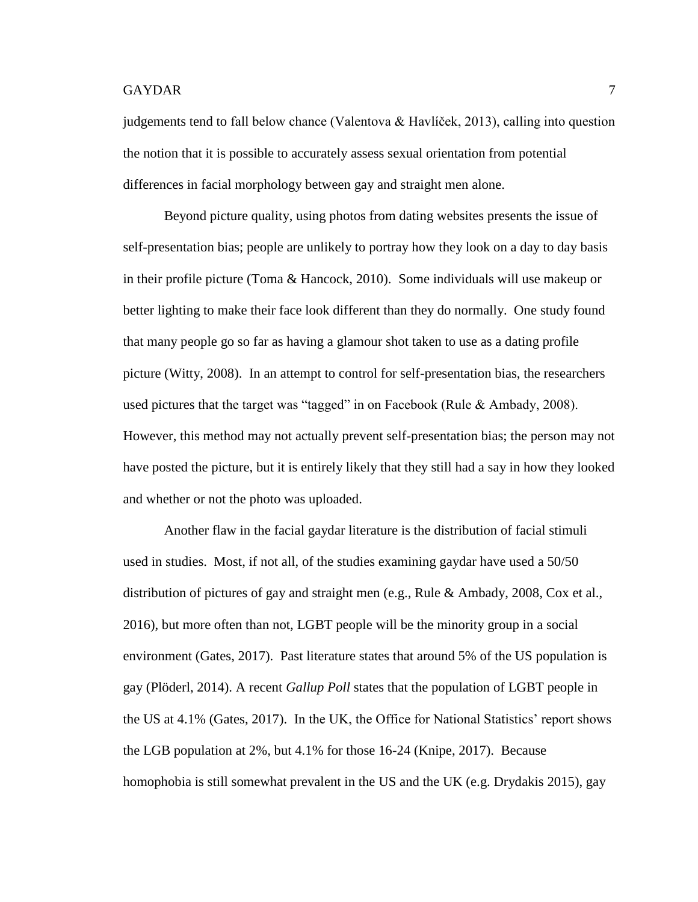judgements tend to fall below chance (Valentova & Havlíček, 2013), calling into question the notion that it is possible to accurately assess sexual orientation from potential differences in facial morphology between gay and straight men alone.

Beyond picture quality, using photos from dating websites presents the issue of self-presentation bias; people are unlikely to portray how they look on a day to day basis in their profile picture (Toma & Hancock, 2010). Some individuals will use makeup or better lighting to make their face look different than they do normally. One study found that many people go so far as having a glamour shot taken to use as a dating profile picture (Witty, 2008). In an attempt to control for self-presentation bias, the researchers used pictures that the target was "tagged" in on Facebook (Rule & Ambady, 2008). However, this method may not actually prevent self-presentation bias; the person may not have posted the picture, but it is entirely likely that they still had a say in how they looked and whether or not the photo was uploaded.

Another flaw in the facial gaydar literature is the distribution of facial stimuli used in studies. Most, if not all, of the studies examining gaydar have used a 50/50 distribution of pictures of gay and straight men (e.g., Rule & Ambady, 2008, Cox et al., 2016), but more often than not, LGBT people will be the minority group in a social environment (Gates, 2017). Past literature states that around 5% of the US population is gay (Plöderl, 2014). A recent *Gallup Poll* states that the population of LGBT people in the US at 4.1% (Gates, 2017). In the UK, the Office for National Statistics' report shows the LGB population at 2%, but 4.1% for those 16-24 (Knipe, 2017). Because homophobia is still somewhat prevalent in the US and the UK (e.g. Drydakis 2015), gay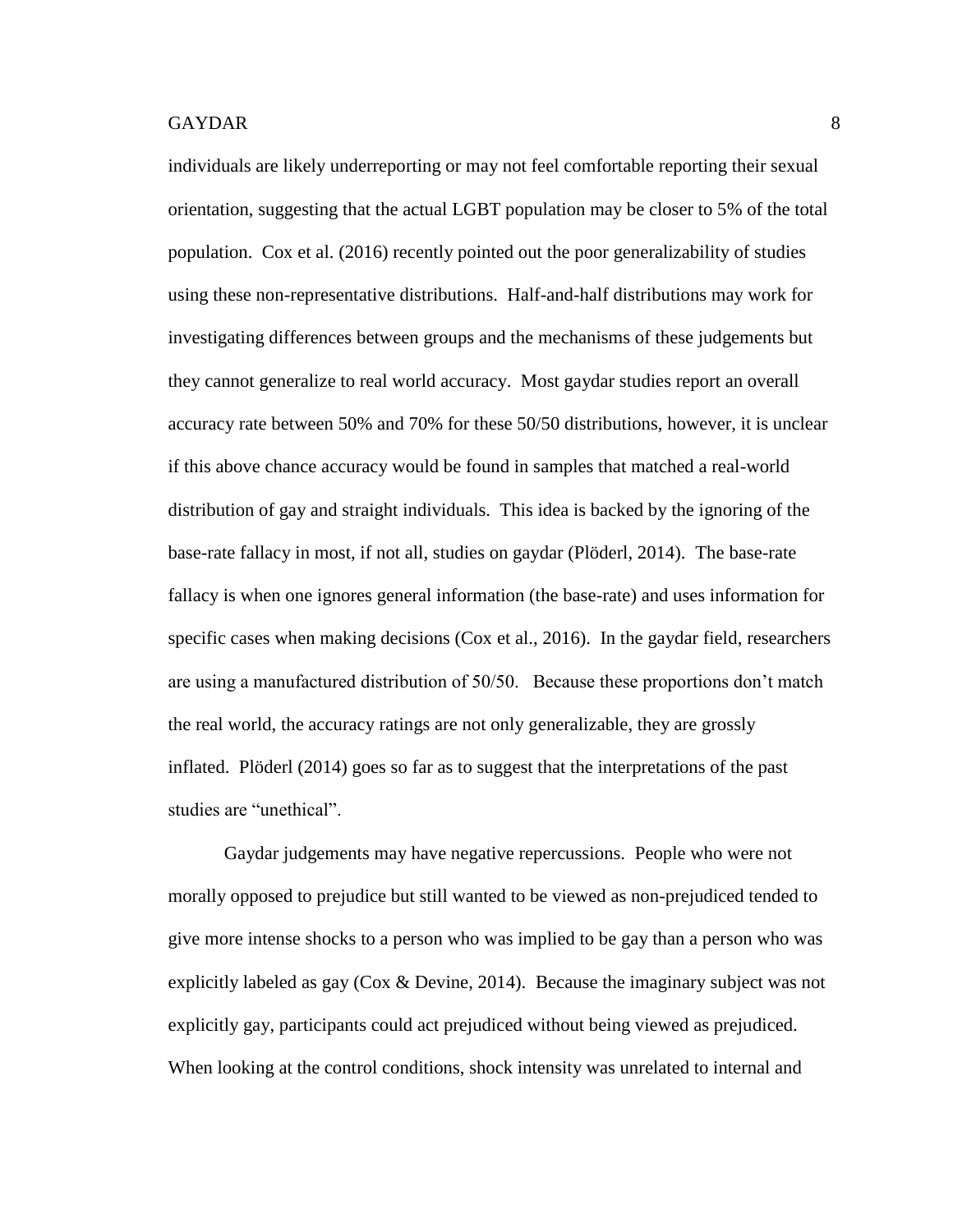individuals are likely underreporting or may not feel comfortable reporting their sexual orientation, suggesting that the actual LGBT population may be closer to 5% of the total population. Cox et al. (2016) recently pointed out the poor generalizability of studies using these non-representative distributions. Half-and-half distributions may work for investigating differences between groups and the mechanisms of these judgements but they cannot generalize to real world accuracy. Most gaydar studies report an overall accuracy rate between 50% and 70% for these 50/50 distributions, however, it is unclear if this above chance accuracy would be found in samples that matched a real-world distribution of gay and straight individuals. This idea is backed by the ignoring of the base-rate fallacy in most, if not all, studies on gaydar (Plöderl, 2014). The base-rate fallacy is when one ignores general information (the base-rate) and uses information for specific cases when making decisions (Cox et al., 2016). In the gaydar field, researchers are using a manufactured distribution of 50/50. Because these proportions don't match the real world, the accuracy ratings are not only generalizable, they are grossly inflated. Plöderl (2014) goes so far as to suggest that the interpretations of the past studies are "unethical".

Gaydar judgements may have negative repercussions. People who were not morally opposed to prejudice but still wanted to be viewed as non-prejudiced tended to give more intense shocks to a person who was implied to be gay than a person who was explicitly labeled as gay (Cox & Devine, 2014). Because the imaginary subject was not explicitly gay, participants could act prejudiced without being viewed as prejudiced. When looking at the control conditions, shock intensity was unrelated to internal and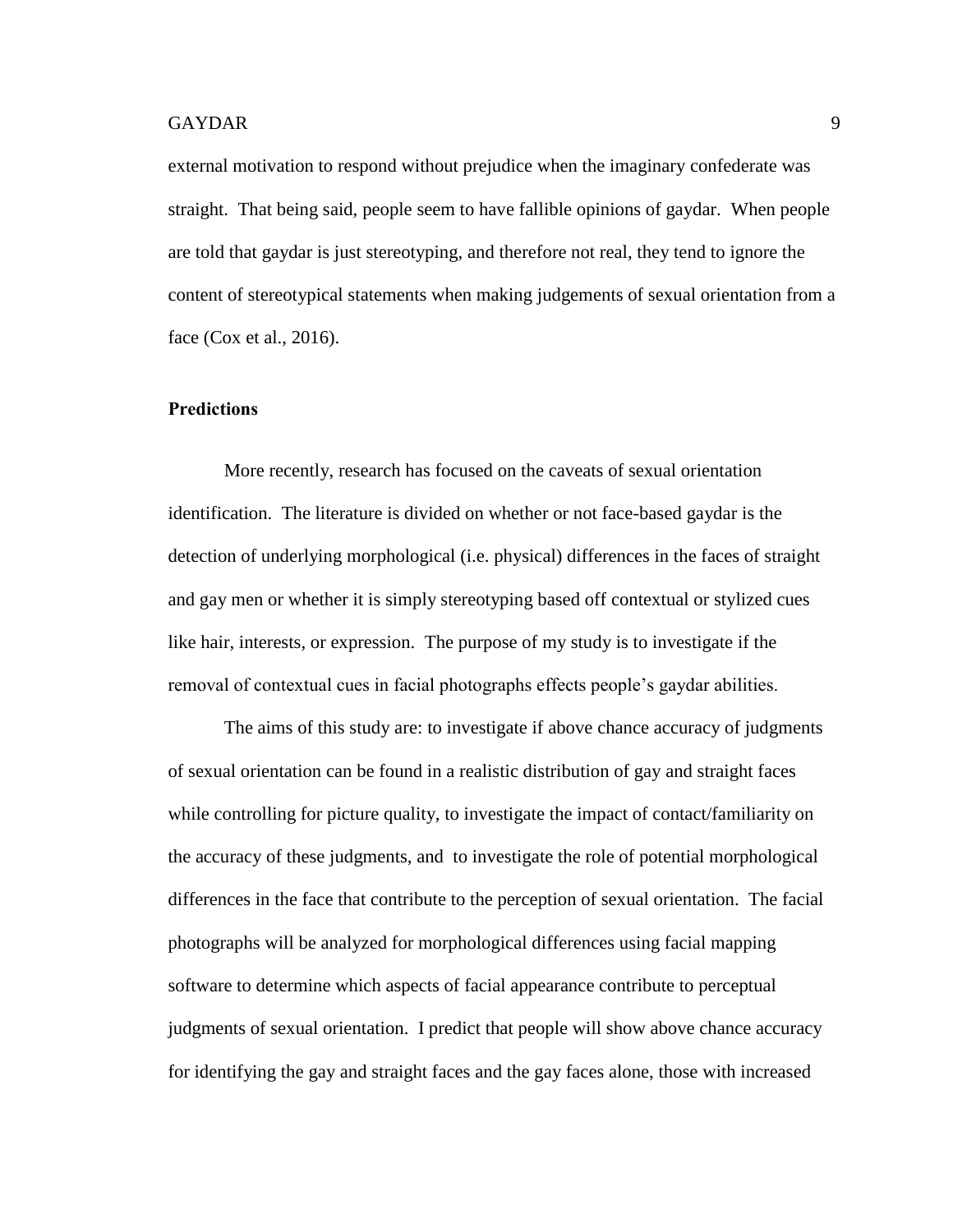external motivation to respond without prejudice when the imaginary confederate was straight. That being said, people seem to have fallible opinions of gaydar. When people are told that gaydar is just stereotyping, and therefore not real, they tend to ignore the content of stereotypical statements when making judgements of sexual orientation from a face (Cox et al., 2016).

### Predictions

More recently, research has focused on the caveats of sexual orientation identification. The literature is divided on whether or not face-based gaydar is the detection of underlying morphological (i.e. physical) differences in the faces of straight and gay men or whether it is simply stereotyping based off contextual or stylized cues like hair, interests, or expression. The purpose of my study is to investigate if the removal of contextual cues in facial photographs effects people's gaydar abilities.

The aims of this study are: to investigate if above chance accuracy of judgments of sexual orientation can be found in a realistic distribution of gay and straight faces while controlling for picture quality, to investigate the impact of contact/familiarity on the accuracy of these judgments, and to investigate the role of potential morphological differences in the face that contribute to the perception of sexual orientation. The facial photographs will be analyzed for morphological differences using facial mapping software to determine which aspects of facial appearance contribute to perceptual judgments of sexual orientation. I predict that people will show above chance accuracy for identifying the gay and straight faces and the gay faces alone, those with increased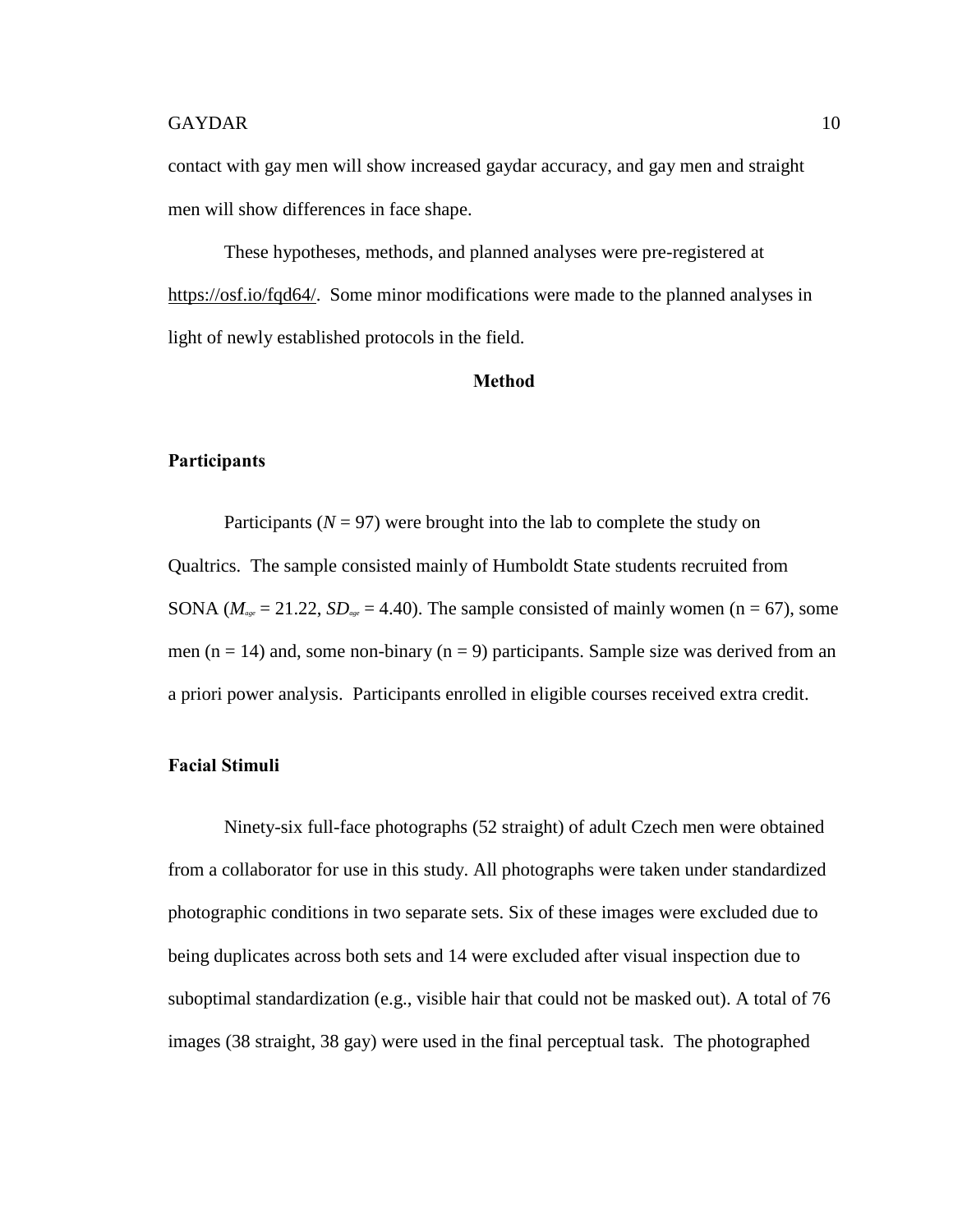contact with gay men will show increased gaydar accuracy, and gay men and straight men will show differences in face shape.

These hypotheses, methods, and planned analyses were pre-registered at https://osf.io/fqd64/. Some minor modifications were made to the planned analyses in light of newly established protocols in the field.

## Method

### Participants

Participants ($N$ = 97) were brought into the lab to complete the study on Qualtrics. The sample consisted mainly of Humboldt State students recruited from SONA ($M_{age}$ = 21.22, $SD_{age}$ = 4.40). The sample consisted of mainly women (n = 67), some men (n = 14) and, some non-binary (n = 9) participants. Sample size was derived from an a priori power analysis. Participants enrolled in eligible courses received extra credit.

### Facial Stimuli

Ninety-six full-face photographs (52 straight) of adult Czech men were obtained from a collaborator for use in this study. All photographs were taken under standardized photographic conditions in two separate sets. Six of these images were excluded due to being duplicates across both sets and 14 were excluded after visual inspection due to suboptimal standardization (e.g., visible hair that could not be masked out). A total of 76 images (38 straight, 38 gay) were used in the final perceptual task. The photographed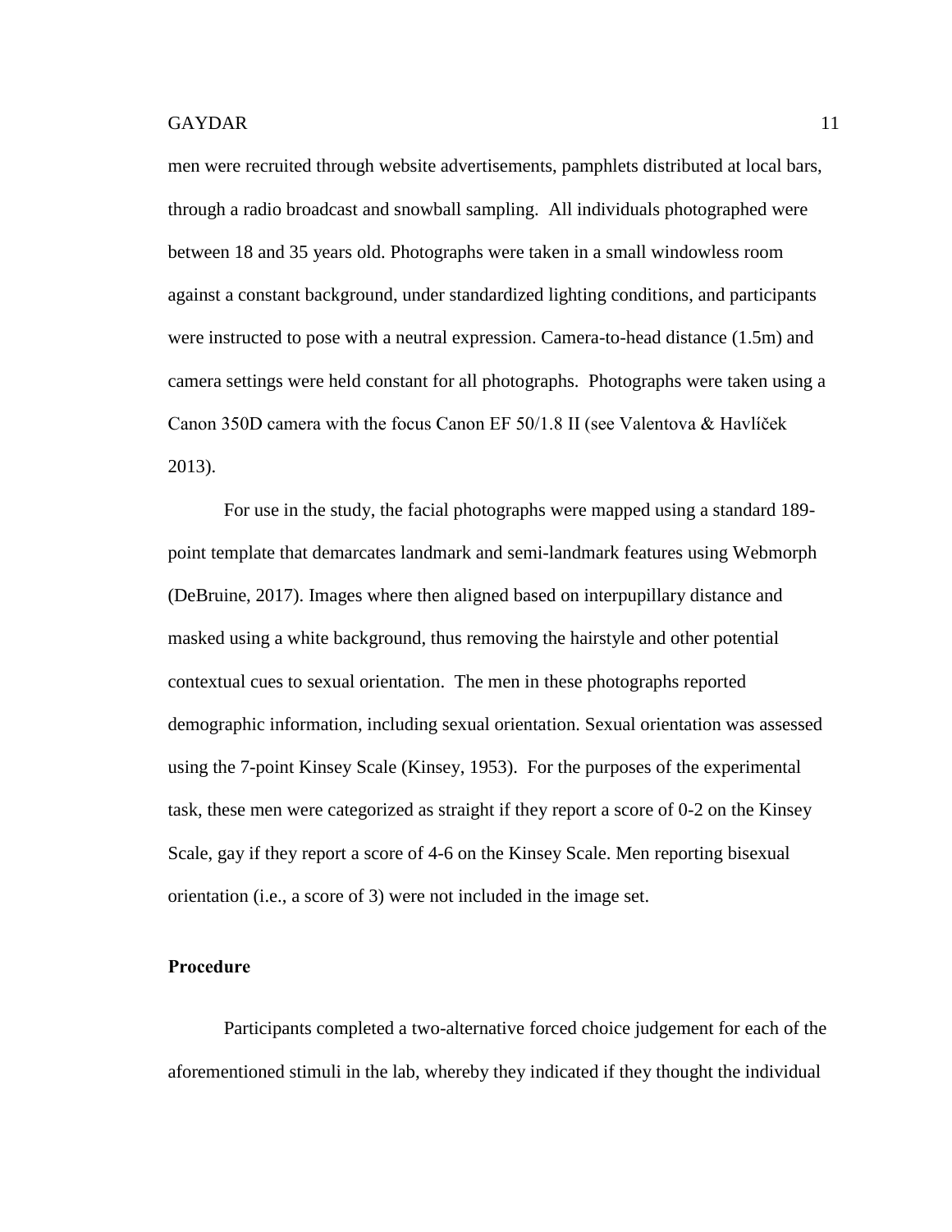men were recruited through website advertisements, pamphlets distributed at local bars, through a radio broadcast and snowball sampling. All individuals photographed were between 18 and 35 years old. Photographs were taken in a small windowless room against a constant background, under standardized lighting conditions, and participants were instructed to pose with a neutral expression. Camera-to-head distance (1.5m) and camera settings were held constant for all photographs. Photographs were taken using a Canon 350D camera with the focus Canon EF 50/1.8 II (see Valentova & Havlíček 2013).

For use in the study, the facial photographs were mapped using a standard 189-point template that demarcates landmark and semi-landmark features using Webmorph (DeBruine, 2017). Images where then aligned based on interpupillary distance and masked using a white background, thus removing the hairstyle and other potential contextual cues to sexual orientation. The men in these photographs reported demographic information, including sexual orientation. Sexual orientation was assessed using the 7-point Kinsey Scale (Kinsey, 1953). For the purposes of the experimental task, these men were categorized as straight if they report a score of 0-2 on the Kinsey Scale, gay if they report a score of 4-6 on the Kinsey Scale. Men reporting bisexual orientation (i.e., a score of 3) were not included in the image set.

**Procedure**

Participants completed a two-alternative forced choice judgement for each of the aforementioned stimuli in the lab, whereby they indicated if they thought the individual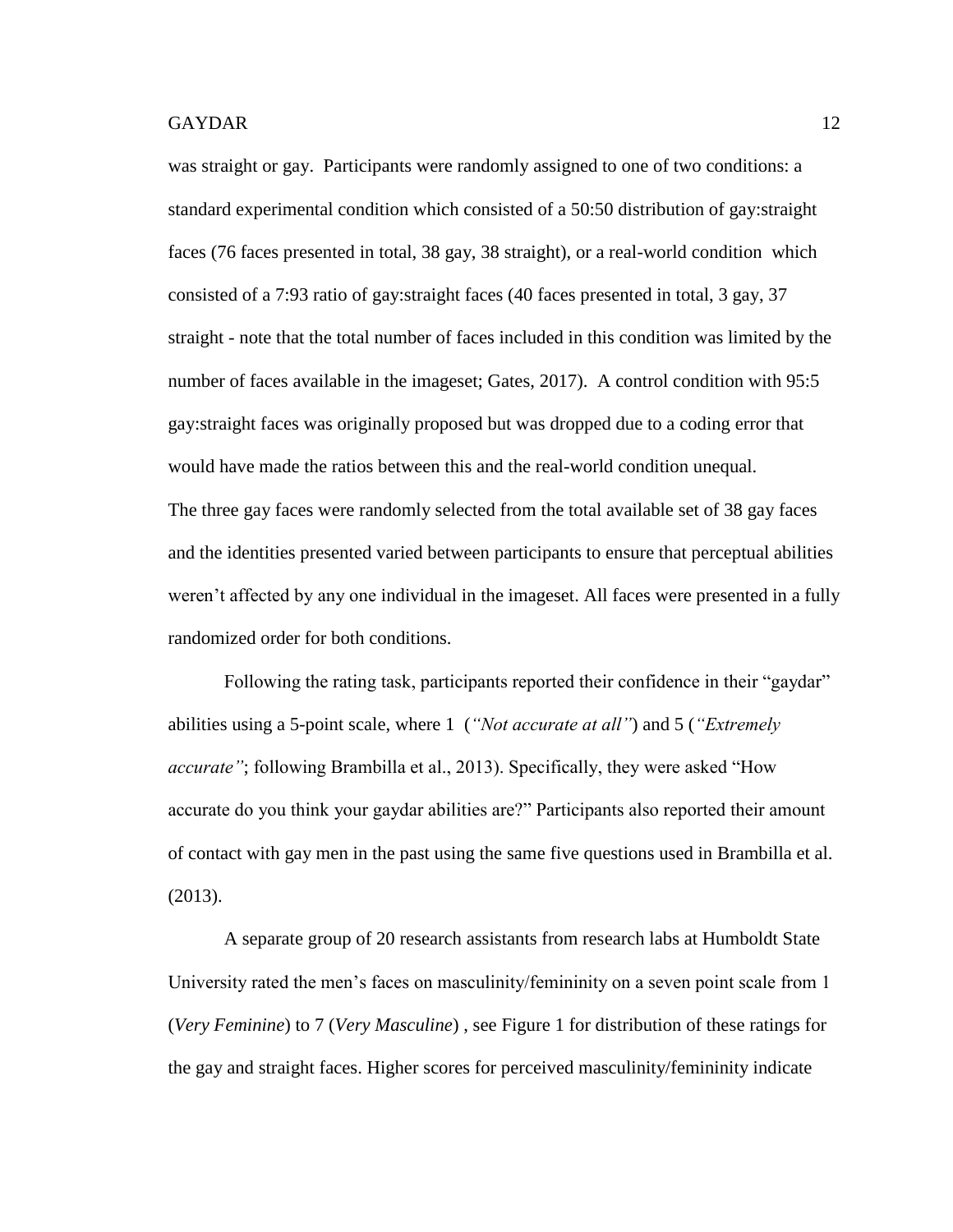was straight or gay. Participants were randomly assigned to one of two conditions: a standard experimental condition which consisted of a 50:50 distribution of gay:straight faces (76 faces presented in total, 38 gay, 38 straight), or a real-world condition which consisted of a 7:93 ratio of gay:straight faces (40 faces presented in total, 3 gay, 37 straight - note that the total number of faces included in this condition was limited by the number of faces available in the imageset; Gates, 2017). A control condition with 95:5 gay:straight faces was originally proposed but was dropped due to a coding error that would have made the ratios between this and the real-world condition unequal.
The three gay faces were randomly selected from the total available set of 38 gay faces and the identities presented varied between participants to ensure that perceptual abilities weren't affected by any one individual in the imageset. All faces were presented in a fully randomized order for both conditions.

Following the rating task, participants reported their confidence in their "gaydar" abilities using a 5-point scale, where 1 (*"Not accurate at all"*) and 5 (*"Extremely accurate"*; following Brambilla et al., 2013). Specifically, they were asked "How accurate do you think your gaydar abilities are?" Participants also reported their amount of contact with gay men in the past using the same five questions used in Brambilla et al. (2013).

A separate group of 20 research assistants from research labs at Humboldt State University rated the men's faces on masculinity/femininity on a seven point scale from 1 (*Very Feminine*) to 7 (*Very Masculine*) , see Figure 1 for distribution of these ratings for the gay and straight faces. Higher scores for perceived masculinity/femininity indicate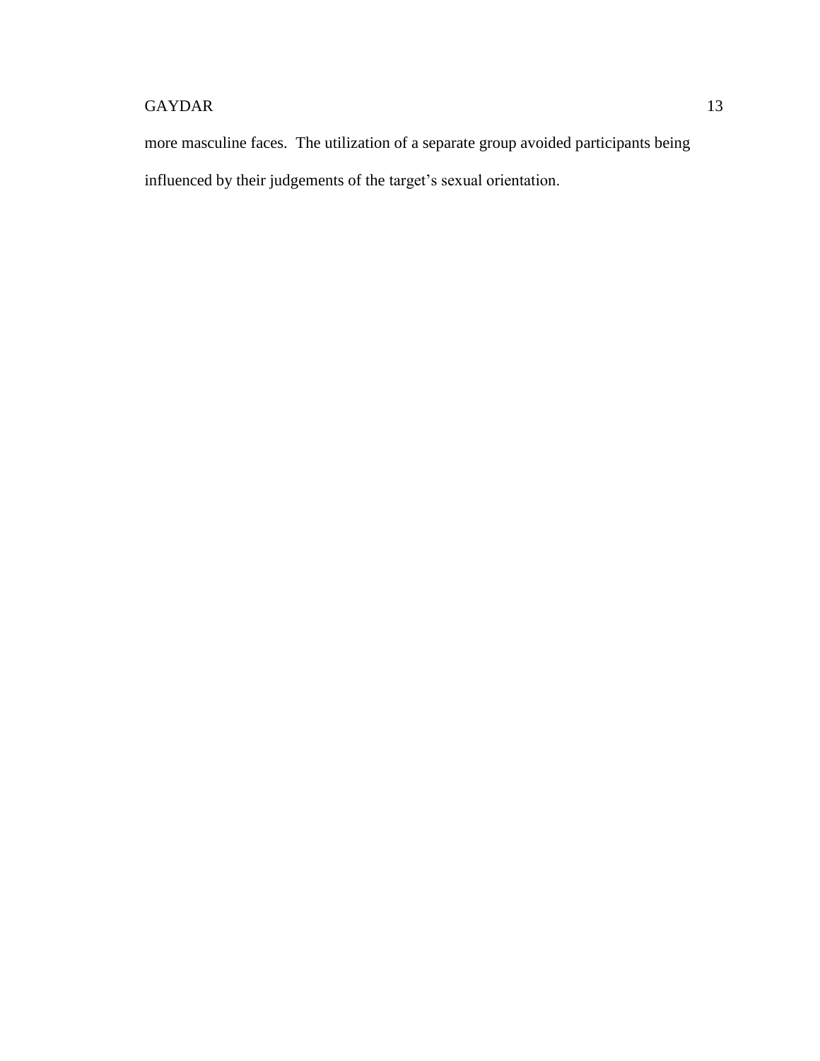more masculine faces. The utilization of a separate group avoided participants being influenced by their judgements of the target's sexual orientation.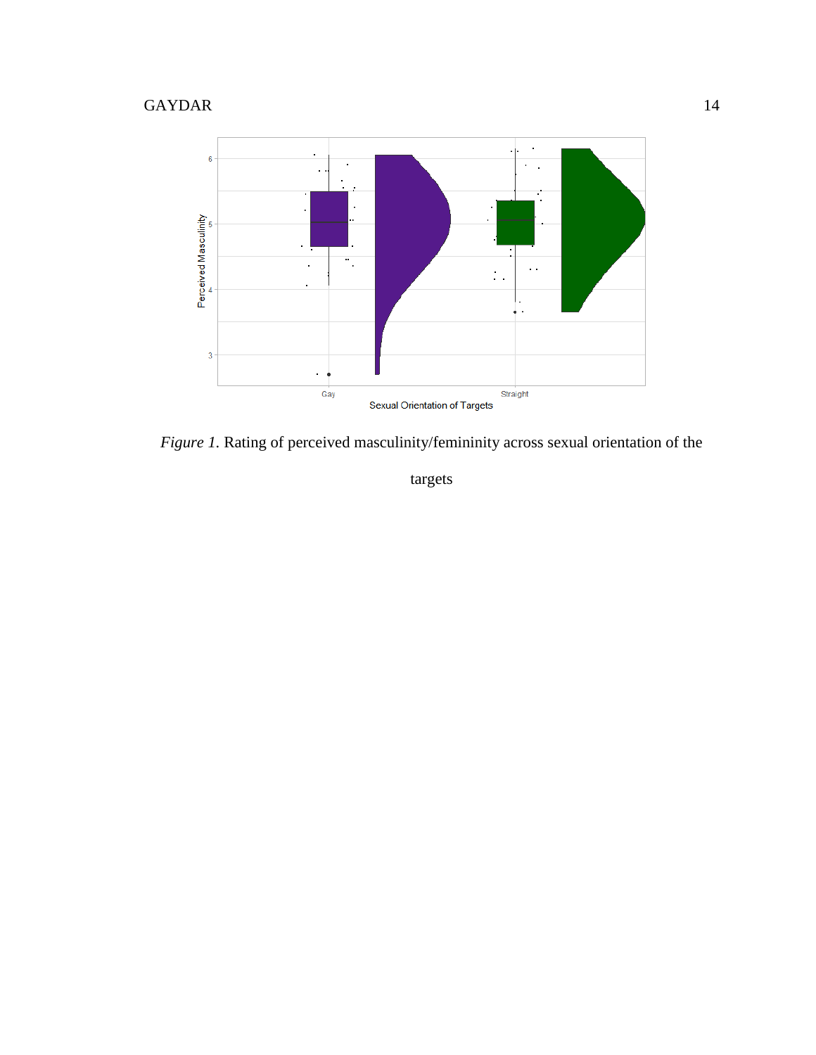*Figure 1*. Rating of perceived masculinity/femininity across sexual orientation of the targets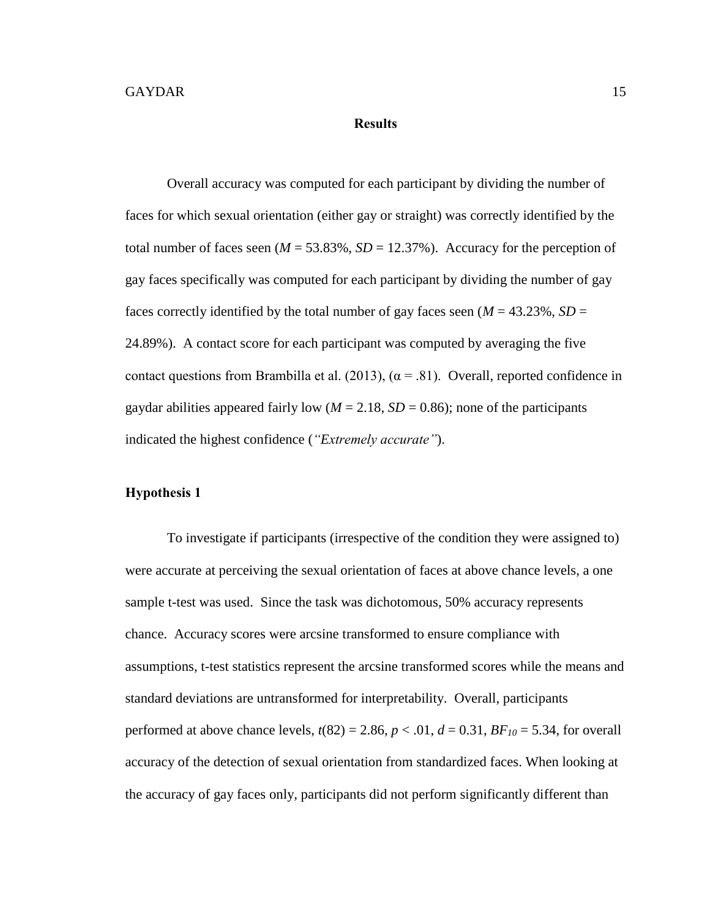## Results

Overall accuracy was computed for each participant by dividing the number of faces for which sexual orientation (either gay or straight) was correctly identified by the total number of faces seen ($M$ = 53.83%, $SD$ = 12.37%). Accuracy for the perception of gay faces specifically was computed for each participant by dividing the number of gay faces correctly identified by the total number of gay faces seen ($M$ = 43.23%, $SD$ = 24.89%). A contact score for each participant was computed by averaging the five contact questions from Brambilla et al. (2013), ($\alpha = .81$). Overall, reported confidence in gaydar abilities appeared fairly low ($M$ = 2.18, $SD$ = 0.86); none of the participants indicated the highest confidence (*"Extremely accurate"*).

### Hypothesis 1

To investigate if participants (irrespective of the condition they were assigned to) were accurate at perceiving the sexual orientation of faces at above chance levels, a one sample t-test was used. Since the task was dichotomous, 50% accuracy represents chance. Accuracy scores were arcsine transformed to ensure compliance with assumptions, t-test statistics represent the arcsine transformed scores while the means and standard deviations are untransformed for interpretability. Overall, participants performed at above chance levels, $t(82) = 2.86$, $p < .01$, $d = 0.31$, $BF_{10} = 5.34$, for overall accuracy of the detection of sexual orientation from standardized faces. When looking at the accuracy of gay faces only, participants did not perform significantly different than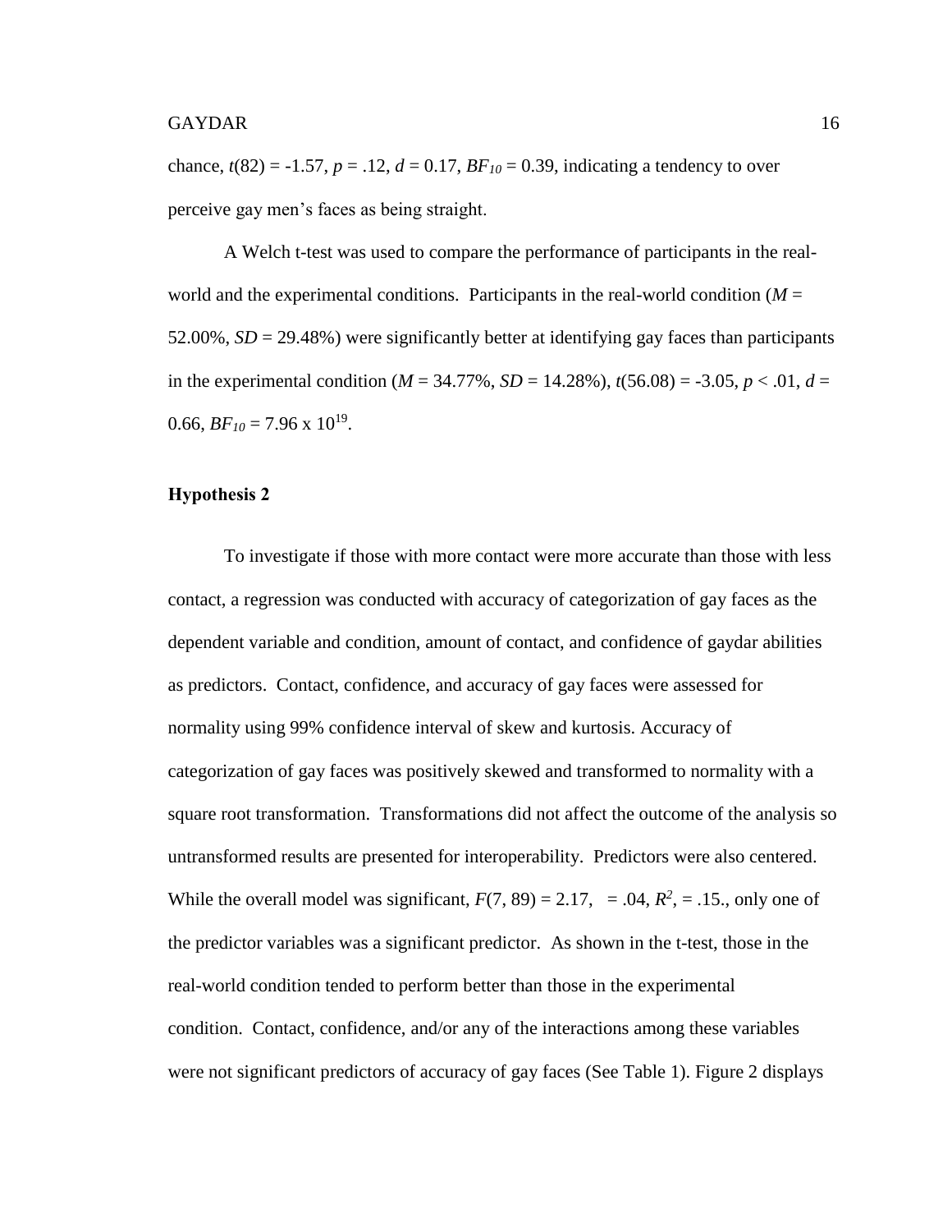chance, $t(82) = -1.57$, $p = .12$, $d = 0.17$, $BF_{10} = 0.39$, indicating a tendency to over perceive gay men's faces as being straight.

A Welch t-test was used to compare the performance of participants in the real-world and the experimental conditions. Participants in the real-world condition ($M$ = 52.00%, $SD$ = 29.48%) were significantly better at identifying gay faces than participants in the experimental condition ($M$ = 34.77%, $SD$ = 14.28%), $t(56.08) = -3.05$, $p < .01$, $d$ = 0.66, $BF_{10} = 7.96 \times 10^{19}$.

### Hypothesis 2

To investigate if those with more contact were more accurate than those with less contact, a regression was conducted with accuracy of categorization of gay faces as the dependent variable and condition, amount of contact, and confidence of gaydar abilities as predictors. Contact, confidence, and accuracy of gay faces were assessed for normality using 99% confidence interval of skew and kurtosis. Accuracy of categorization of gay faces was positively skewed and transformed to normality with a square root transformation. Transformations did not affect the outcome of the analysis so untransformed results are presented for interoperability. Predictors were also centered. While the overall model was significant, $F(7, 89) = 2.17$, = .04, $R^2$, = .15., only one of the predictor variables was a significant predictor. As shown in the t-test, those in the real-world condition tended to perform better than those in the experimental condition. Contact, confidence, and/or any of the interactions among these variables were not significant predictors of accuracy of gay faces (See Table 1). Figure 2 displays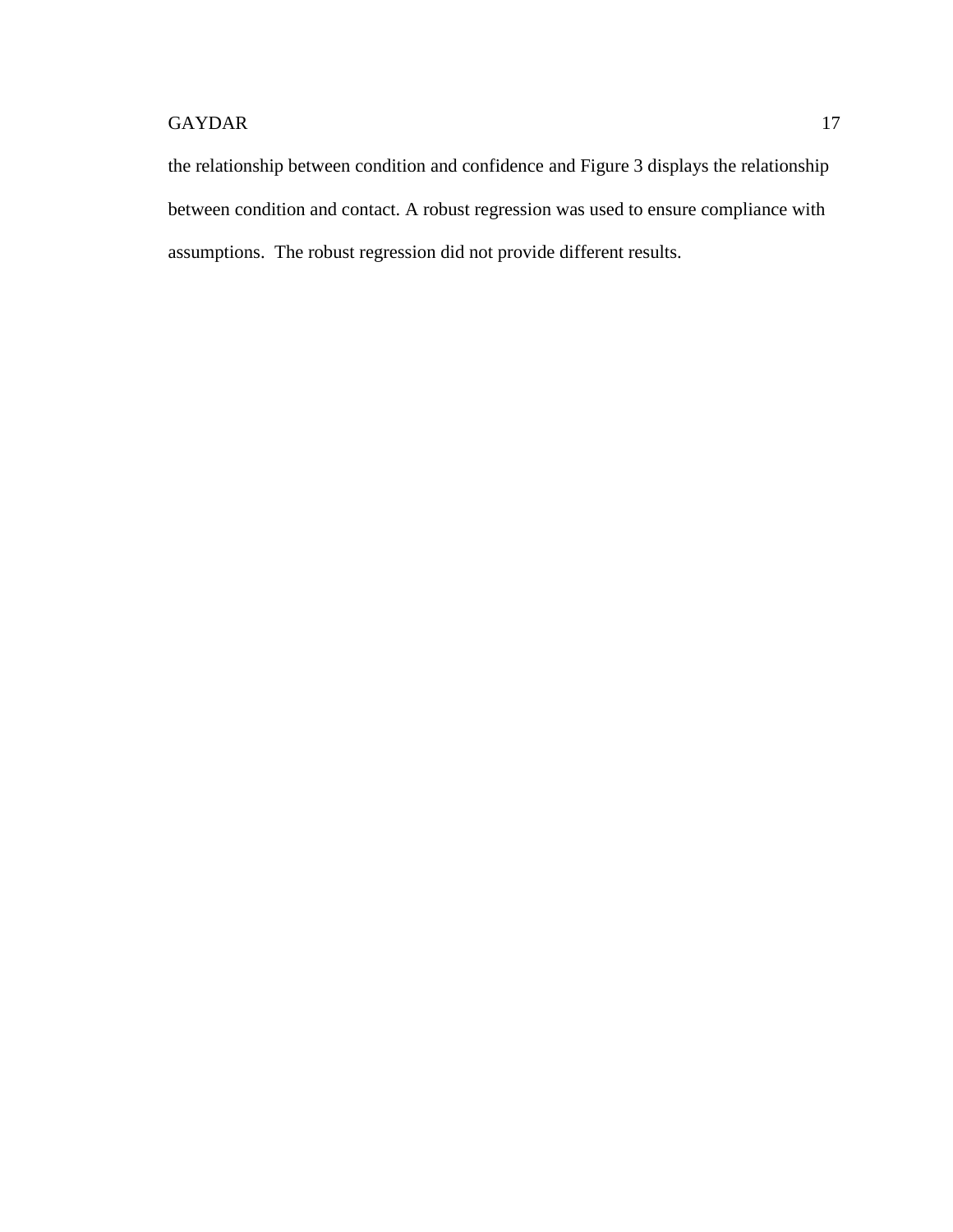the relationship between condition and confidence and Figure 3 displays the relationship between condition and contact. A robust regression was used to ensure compliance with assumptions. The robust regression did not provide different results.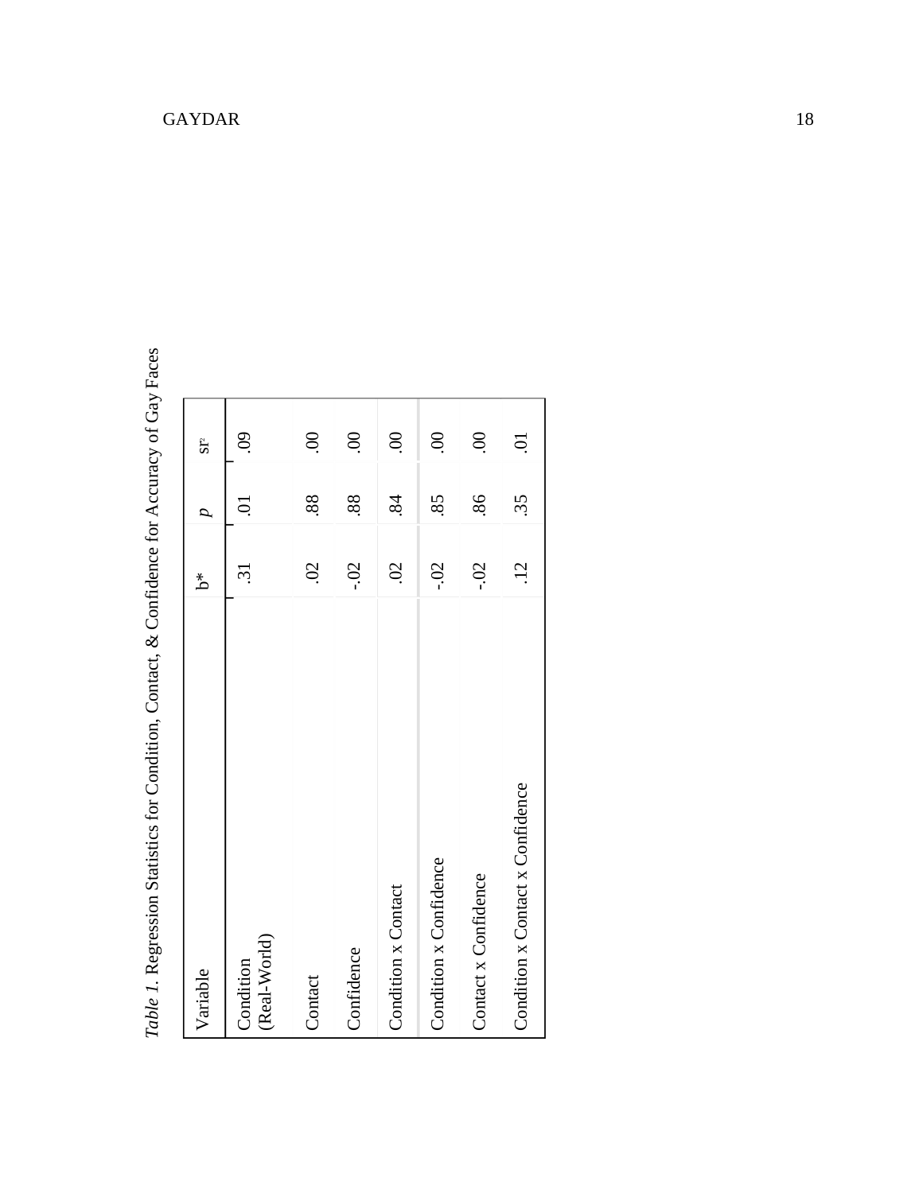*Table 1.* Regression Statistics for Condition, Contact, & Confidence for Accuracy of Gay Faces

| Variable | b* | *p* | $sr^2$ |
|---|---|---|---|
| Condition (Real-World) | .31 | .01 | .09 |
| Contact | .02 | .88 | .00 |
| Confidence | -.02 | .88 | .00 |
| Condition x Contact | .02 | .84 | .00 |
| Condition x Confidence | -.02 | .85 | .00 |
| Contact x Confidence | -.02 | .86 | .00 |
| Condition x Contact x Confidence | .12 | .35 | .01 |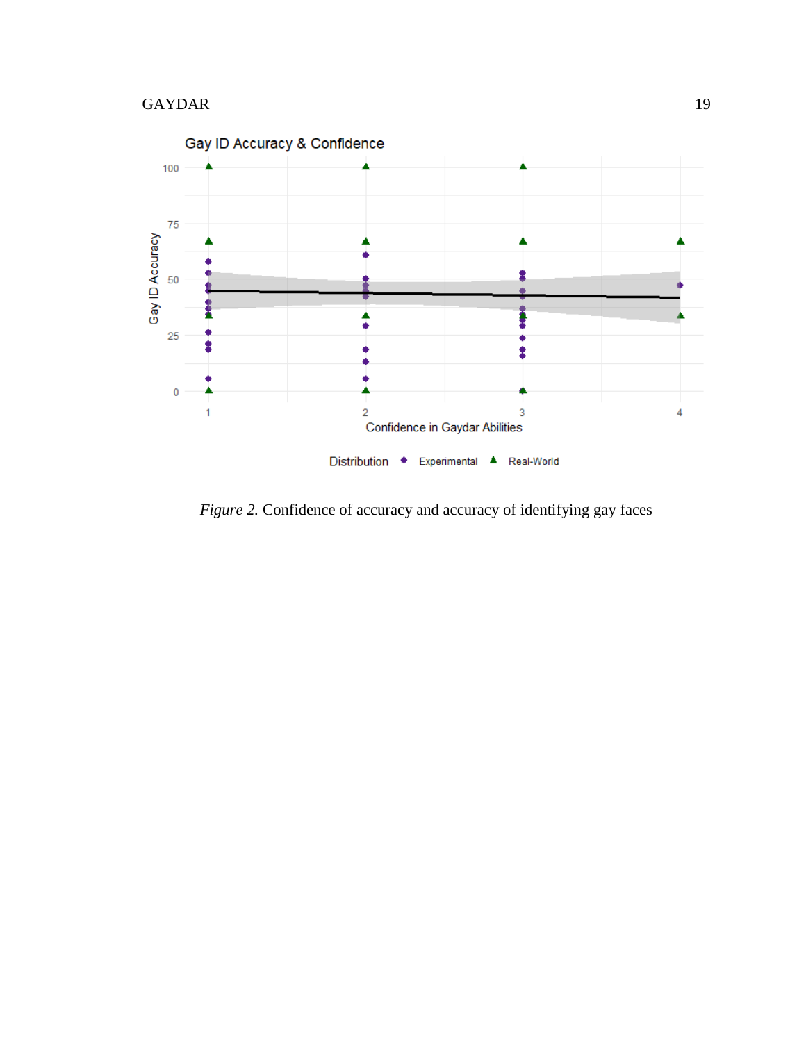*Figure 2.* Confidence of accuracy and accuracy of identifying gay faces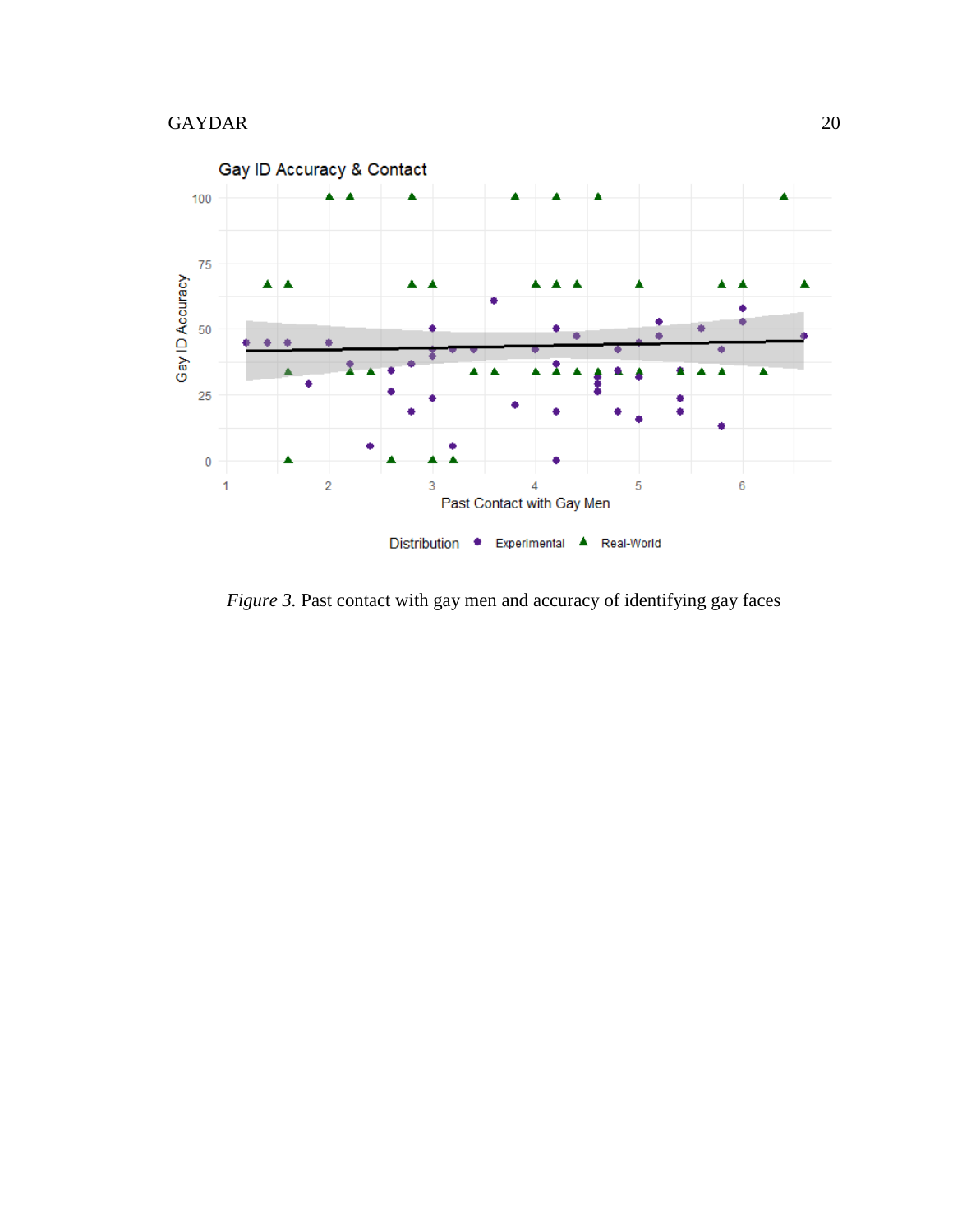*Figure 3.* Past contact with gay men and accuracy of identifying gay faces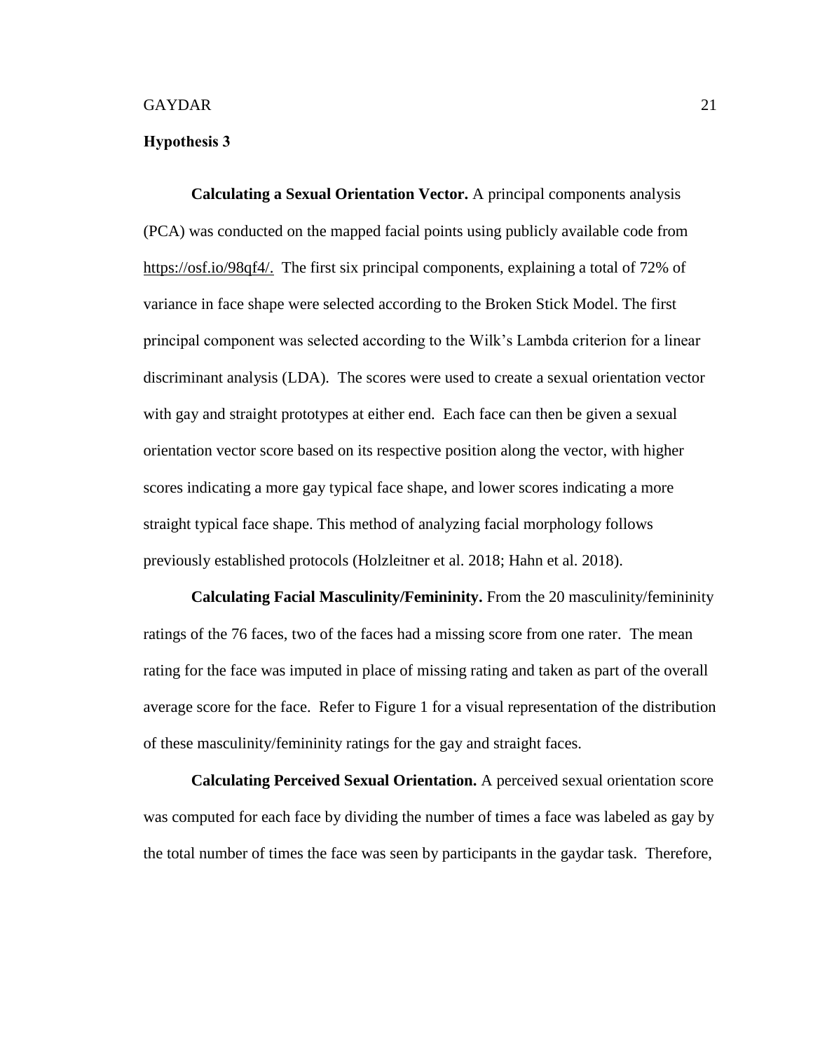### Hypothesis 3

**Calculating a Sexual Orientation Vector.** A principal components analysis (PCA) was conducted on the mapped facial points using publicly available code from https://osf.io/98qf4/. The first six principal components, explaining a total of 72% of variance in face shape were selected according to the Broken Stick Model. The first principal component was selected according to the Wilk's Lambda criterion for a linear discriminant analysis (LDA). The scores were used to create a sexual orientation vector with gay and straight prototypes at either end. Each face can then be given a sexual orientation vector score based on its respective position along the vector, with higher scores indicating a more gay typical face shape, and lower scores indicating a more straight typical face shape. This method of analyzing facial morphology follows previously established protocols (Holzleitner et al. 2018; Hahn et al. 2018).

**Calculating Facial Masculinity/Femininity.** From the 20 masculinity/femininity ratings of the 76 faces, two of the faces had a missing score from one rater. The mean rating for the face was imputed in place of missing rating and taken as part of the overall average score for the face. Refer to Figure 1 for a visual representation of the distribution of these masculinity/femininity ratings for the gay and straight faces.

**Calculating Perceived Sexual Orientation.** A perceived sexual orientation score was computed for each face by dividing the number of times a face was labeled as gay by the total number of times the face was seen by participants in the gaydar task. Therefore,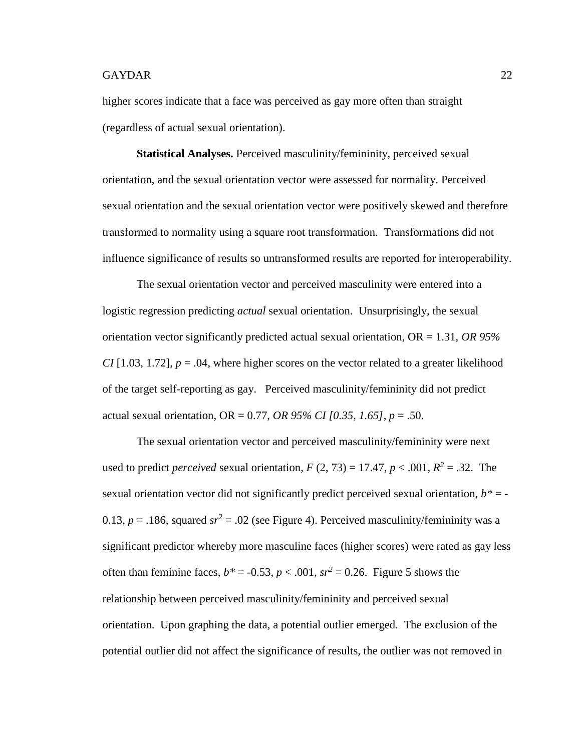higher scores indicate that a face was perceived as gay more often than straight (regardless of actual sexual orientation).

**Statistical Analyses.** Perceived masculinity/femininity, perceived sexual orientation, and the sexual orientation vector were assessed for normality. Perceived sexual orientation and the sexual orientation vector were positively skewed and therefore transformed to normality using a square root transformation. Transformations did not influence significance of results so untransformed results are reported for interoperability.

The sexual orientation vector and perceived masculinity were entered into a logistic regression predicting *actual* sexual orientation. Unsurprisingly, the sexual orientation vector significantly predicted actual sexual orientation, OR = 1.31, *OR 95% CI* [1.03, 1.72], $p = .04$, where higher scores on the vector related to a greater likelihood of the target self-reporting as gay. Perceived masculinity/femininity did not predict actual sexual orientation, OR = 0.77, *OR 95% CI [0.35, 1.65]*, $p = .50$.

The sexual orientation vector and perceived masculinity/femininity were next used to predict *perceived* sexual orientation, $F$ (2, 73) = 17.47, $p < .001$, $R^2 = .32$. The sexual orientation vector did not significantly predict perceived sexual orientation, $b^* = -0.13$, $p = .186$, squared $sr^2 = .02$ (see Figure 4). Perceived masculinity/femininity was a significant predictor whereby more masculine faces (higher scores) were rated as gay less often than feminine faces, $b^* = -0.53$, $p < .001$, $sr^2 = 0.26$. Figure 5 shows the relationship between perceived masculinity/femininity and perceived sexual orientation. Upon graphing the data, a potential outlier emerged. The exclusion of the potential outlier did not affect the significance of results, the outlier was not removed in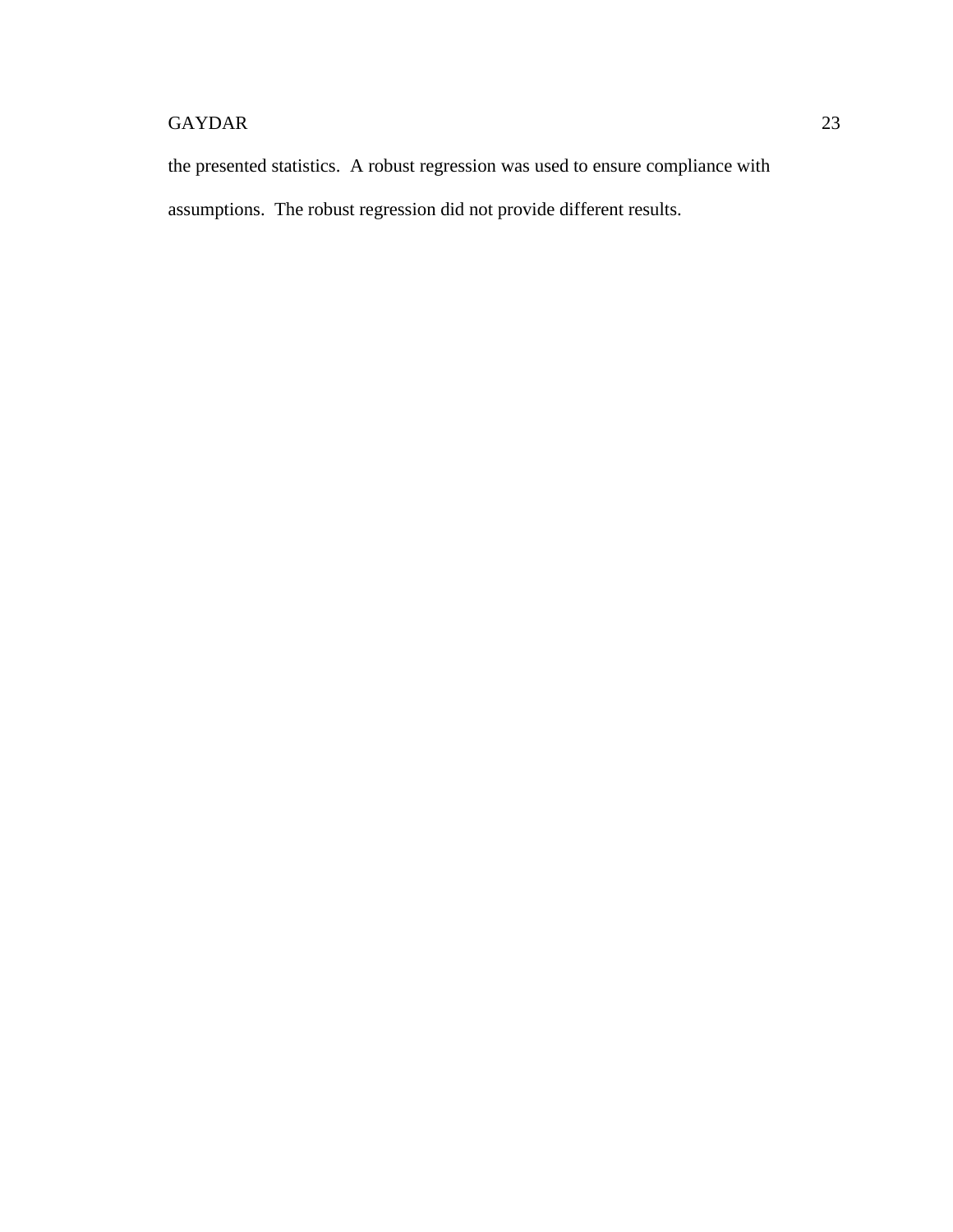the presented statistics.  A robust regression was used to ensure compliance with assumptions.  The robust regression did not provide different results.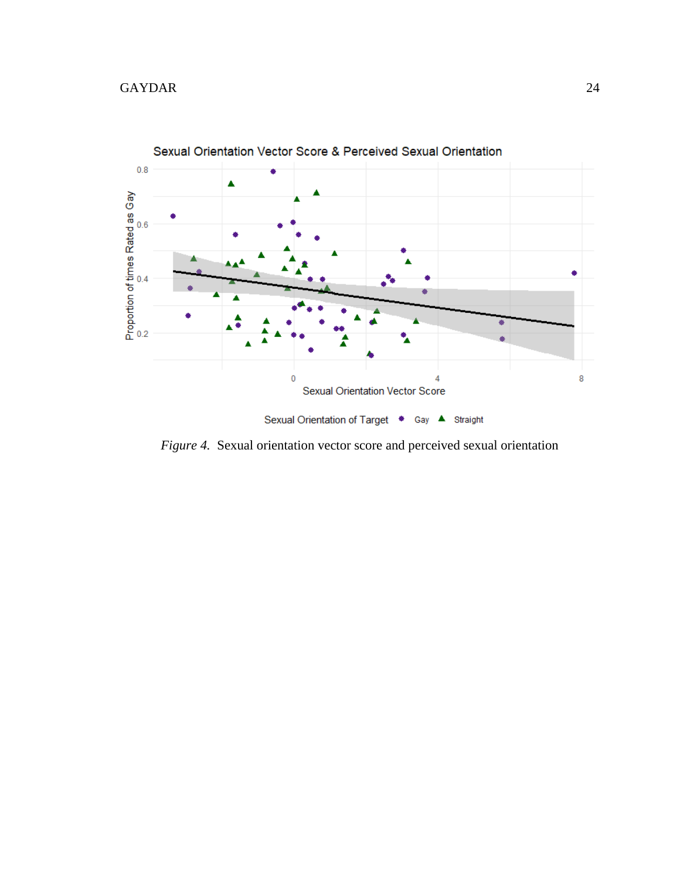*Figure 4.* Sexual orientation vector score and perceived sexual orientation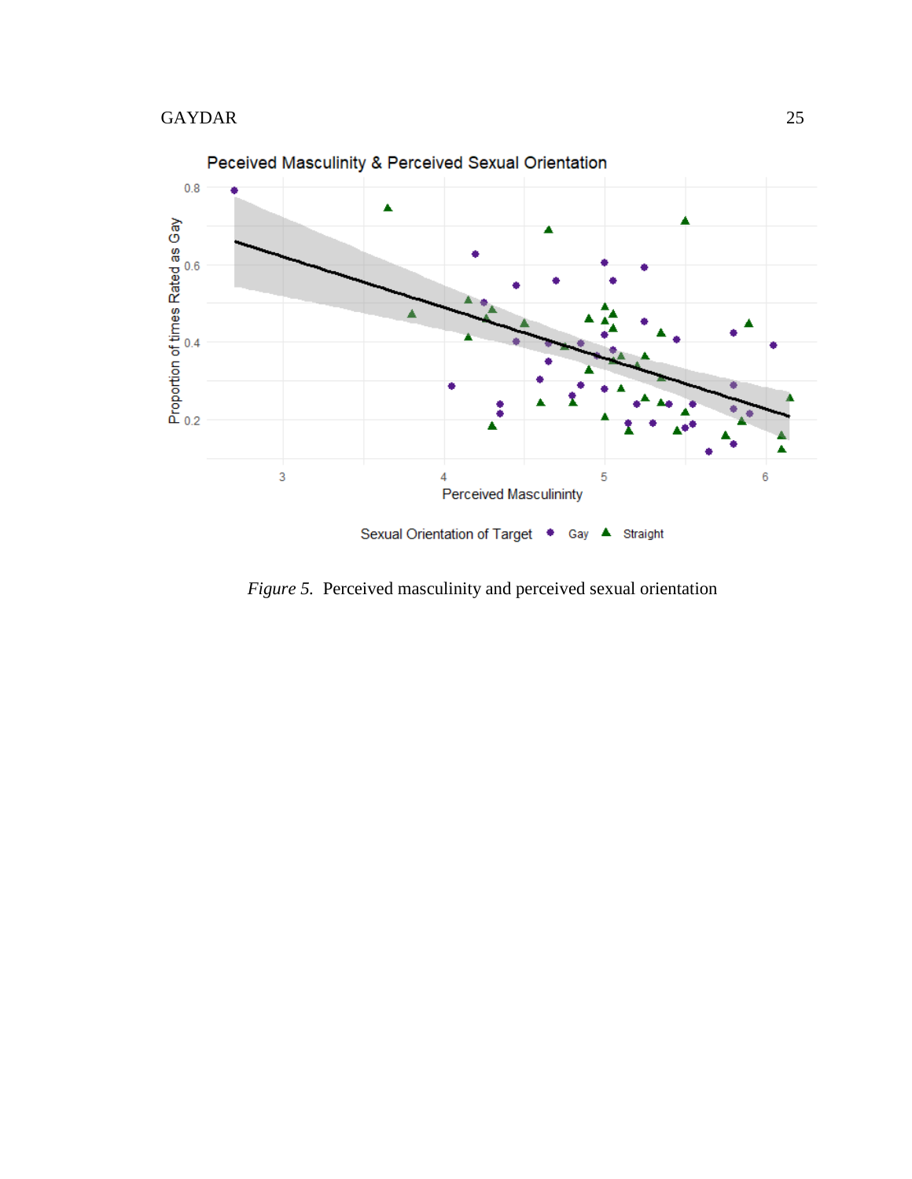Peceived Masculinity & Perceived Sexual Orientation

*Figure 5.* Perceived masculinity and perceived sexual orientation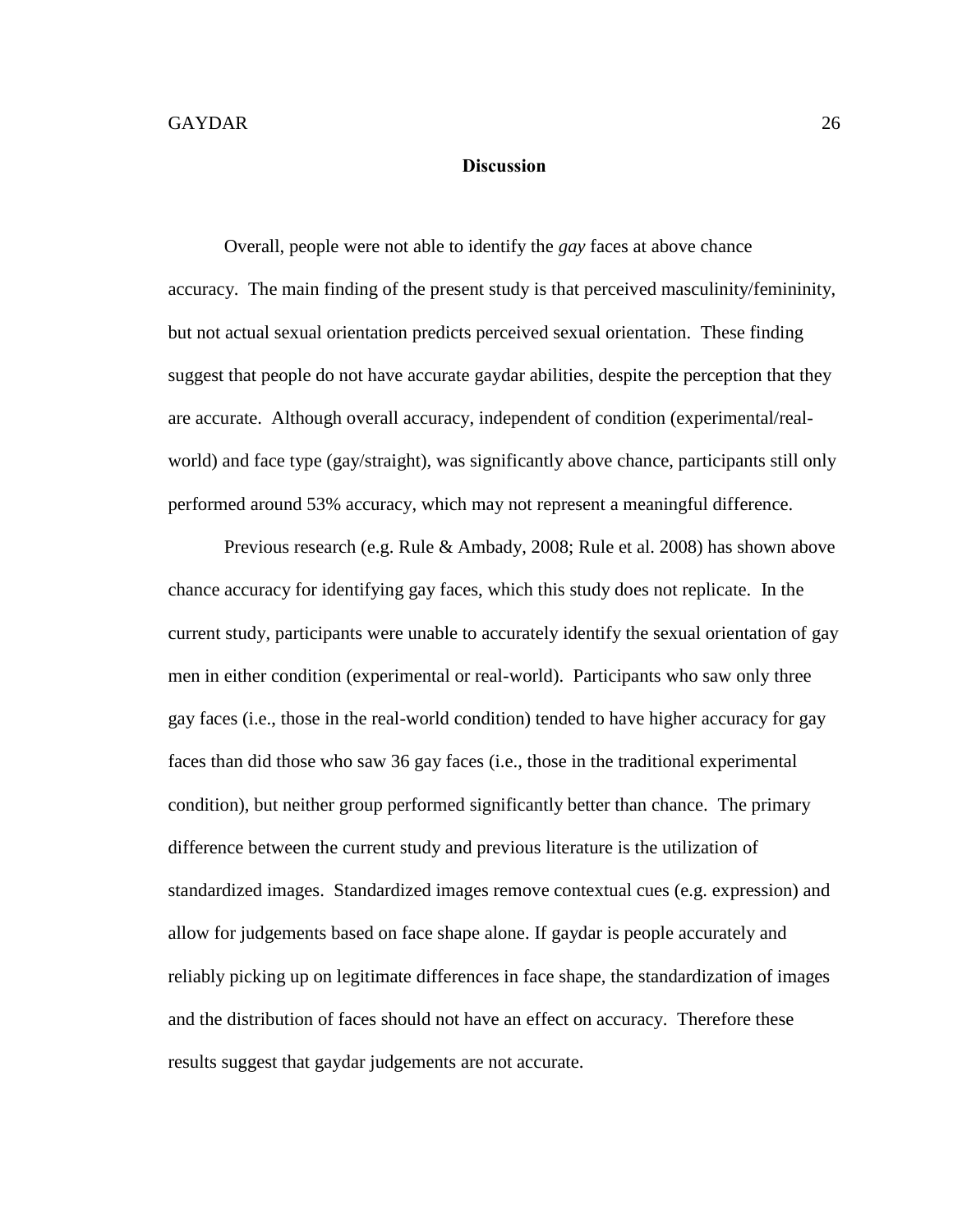## Discussion

Overall, people were not able to identify the *gay* faces at above chance accuracy. The main finding of the present study is that perceived masculinity/femininity, but not actual sexual orientation predicts perceived sexual orientation. These finding suggest that people do not have accurate gaydar abilities, despite the perception that they are accurate. Although overall accuracy, independent of condition (experimental/real-world) and face type (gay/straight), was significantly above chance, participants still only performed around 53% accuracy, which may not represent a meaningful difference.

Previous research (e.g. Rule & Ambady, 2008; Rule et al. 2008) has shown above chance accuracy for identifying gay faces, which this study does not replicate. In the current study, participants were unable to accurately identify the sexual orientation of gay men in either condition (experimental or real-world). Participants who saw only three gay faces (i.e., those in the real-world condition) tended to have higher accuracy for gay faces than did those who saw 36 gay faces (i.e., those in the traditional experimental condition), but neither group performed significantly better than chance. The primary difference between the current study and previous literature is the utilization of standardized images. Standardized images remove contextual cues (e.g. expression) and allow for judgements based on face shape alone. If gaydar is people accurately and reliably picking up on legitimate differences in face shape, the standardization of images and the distribution of faces should not have an effect on accuracy. Therefore these results suggest that gaydar judgements are not accurate.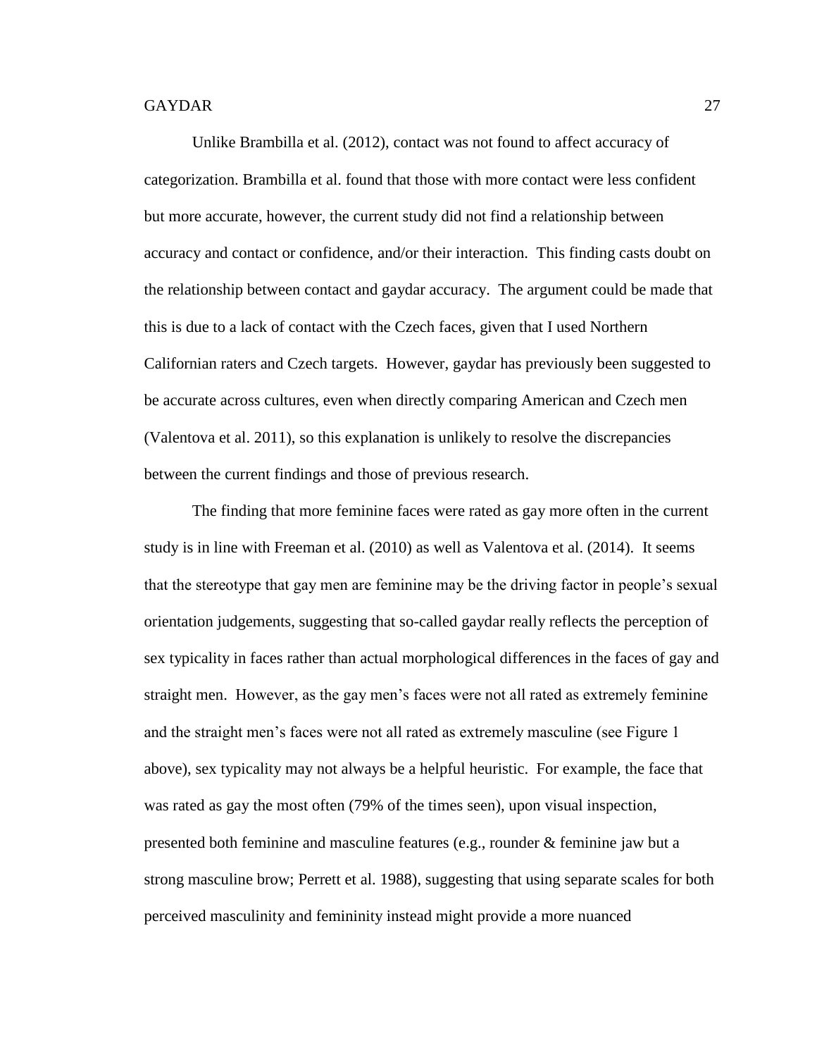Unlike Brambilla et al. (2012), contact was not found to affect accuracy of categorization. Brambilla et al. found that those with more contact were less confident but more accurate, however, the current study did not find a relationship between accuracy and contact or confidence, and/or their interaction. This finding casts doubt on the relationship between contact and gaydar accuracy. The argument could be made that this is due to a lack of contact with the Czech faces, given that I used Northern Californian raters and Czech targets. However, gaydar has previously been suggested to be accurate across cultures, even when directly comparing American and Czech men (Valentova et al. 2011), so this explanation is unlikely to resolve the discrepancies between the current findings and those of previous research.

The finding that more feminine faces were rated as gay more often in the current study is in line with Freeman et al. (2010) as well as Valentova et al. (2014). It seems that the stereotype that gay men are feminine may be the driving factor in people's sexual orientation judgements, suggesting that so-called gaydar really reflects the perception of sex typicality in faces rather than actual morphological differences in the faces of gay and straight men. However, as the gay men's faces were not all rated as extremely feminine and the straight men's faces were not all rated as extremely masculine (see Figure 1 above), sex typicality may not always be a helpful heuristic. For example, the face that was rated as gay the most often (79% of the times seen), upon visual inspection, presented both feminine and masculine features (e.g., rounder & feminine jaw but a strong masculine brow; Perrett et al. 1988), suggesting that using separate scales for both perceived masculinity and femininity instead might provide a more nuanced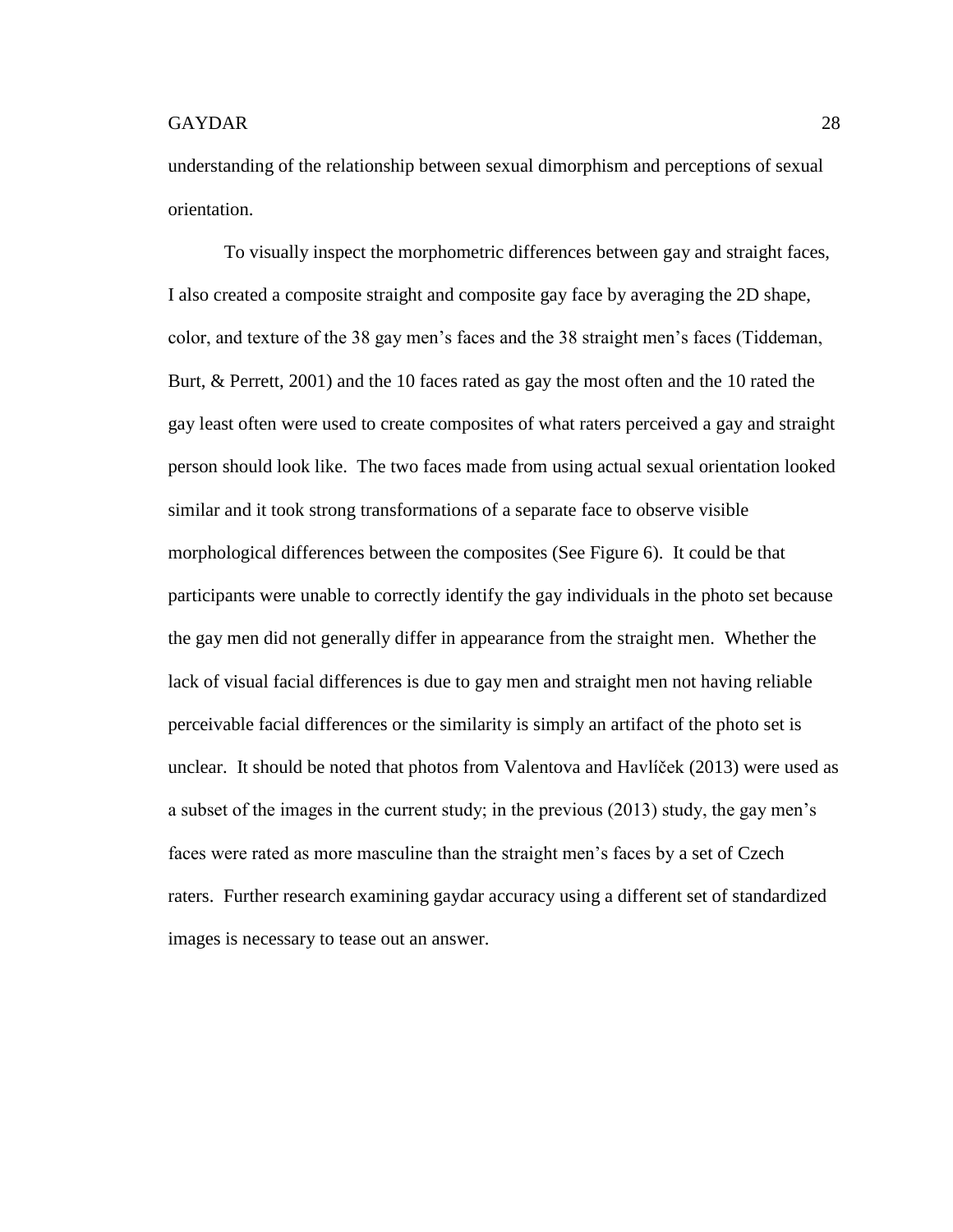understanding of the relationship between sexual dimorphism and perceptions of sexual orientation.

To visually inspect the morphometric differences between gay and straight faces, I also created a composite straight and composite gay face by averaging the 2D shape, color, and texture of the 38 gay men's faces and the 38 straight men's faces (Tiddeman, Burt, & Perrett, 2001) and the 10 faces rated as gay the most often and the 10 rated the gay least often were used to create composites of what raters perceived a gay and straight person should look like. The two faces made from using actual sexual orientation looked similar and it took strong transformations of a separate face to observe visible morphological differences between the composites (See Figure 6). It could be that participants were unable to correctly identify the gay individuals in the photo set because the gay men did not generally differ in appearance from the straight men. Whether the lack of visual facial differences is due to gay men and straight men not having reliable perceivable facial differences or the similarity is simply an artifact of the photo set is unclear. It should be noted that photos from Valentova and Havlíček (2013) were used as a subset of the images in the current study; in the previous (2013) study, the gay men's faces were rated as more masculine than the straight men's faces by a set of Czech raters. Further research examining gaydar accuracy using a different set of standardized images is necessary to tease out an answer.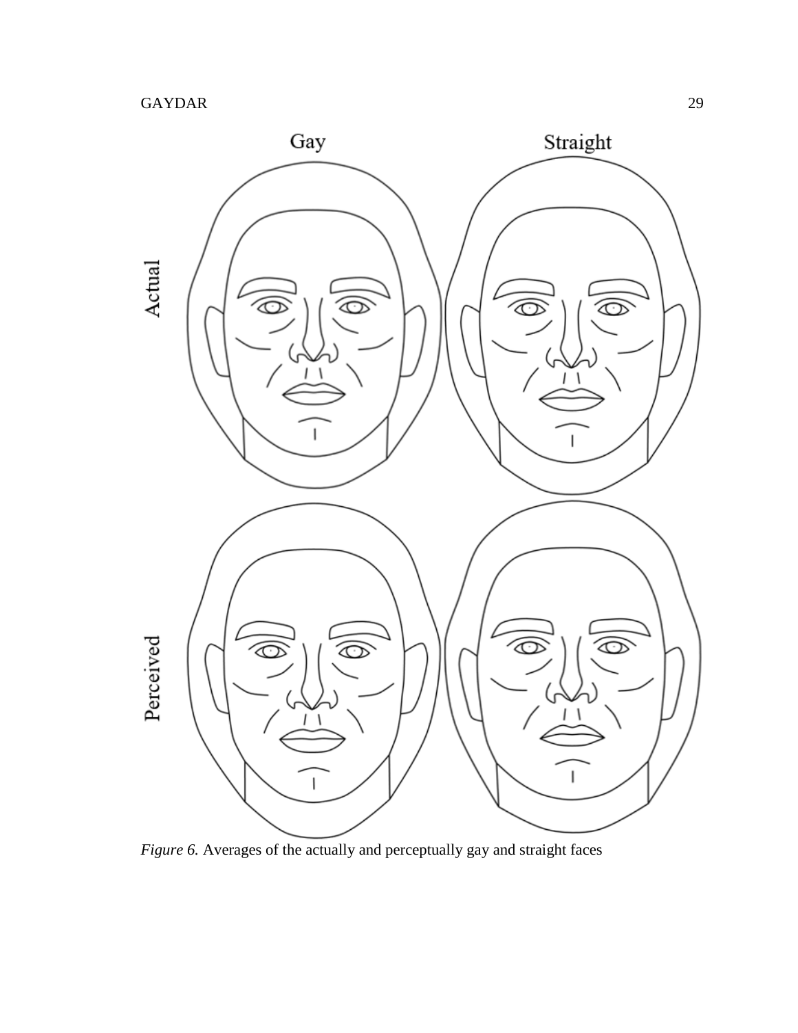*Figure 6.* Averages of the actually and perceptually gay and straight faces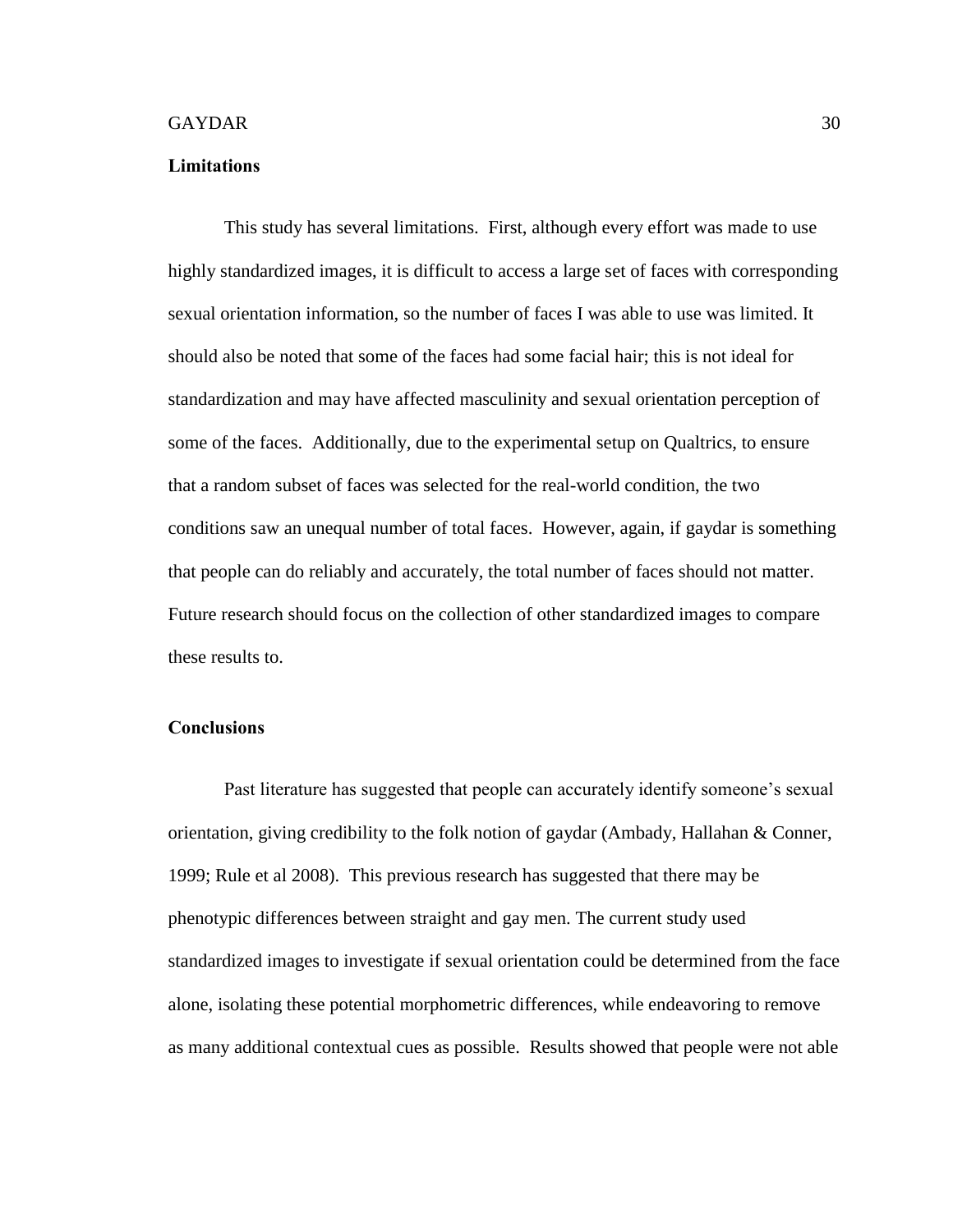## Limitations

This study has several limitations. First, although every effort was made to use highly standardized images, it is difficult to access a large set of faces with corresponding sexual orientation information, so the number of faces I was able to use was limited. It should also be noted that some of the faces had some facial hair; this is not ideal for standardization and may have affected masculinity and sexual orientation perception of some of the faces. Additionally, due to the experimental setup on Qualtrics, to ensure that a random subset of faces was selected for the real-world condition, the two conditions saw an unequal number of total faces. However, again, if gaydar is something that people can do reliably and accurately, the total number of faces should not matter. Future research should focus on the collection of other standardized images to compare these results to.

## Conclusions

Past literature has suggested that people can accurately identify someone's sexual orientation, giving credibility to the folk notion of gaydar (Ambady, Hallahan & Conner, 1999; Rule et al 2008). This previous research has suggested that there may be phenotypic differences between straight and gay men. The current study used standardized images to investigate if sexual orientation could be determined from the face alone, isolating these potential morphometric differences, while endeavoring to remove as many additional contextual cues as possible. Results showed that people were not able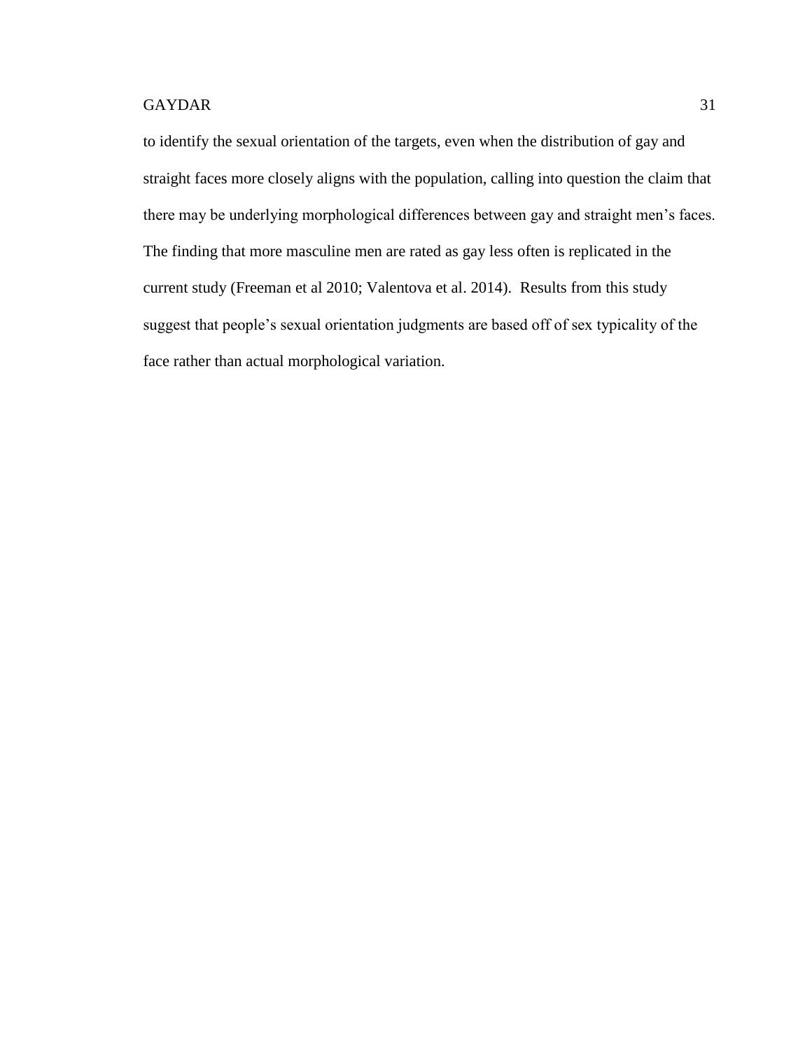to identify the sexual orientation of the targets, even when the distribution of gay and straight faces more closely aligns with the population, calling into question the claim that there may be underlying morphological differences between gay and straight men's faces. The finding that more masculine men are rated as gay less often is replicated in the current study (Freeman et al 2010; Valentova et al. 2014). Results from this study suggest that people's sexual orientation judgments are based off of sex typicality of the face rather than actual morphological variation.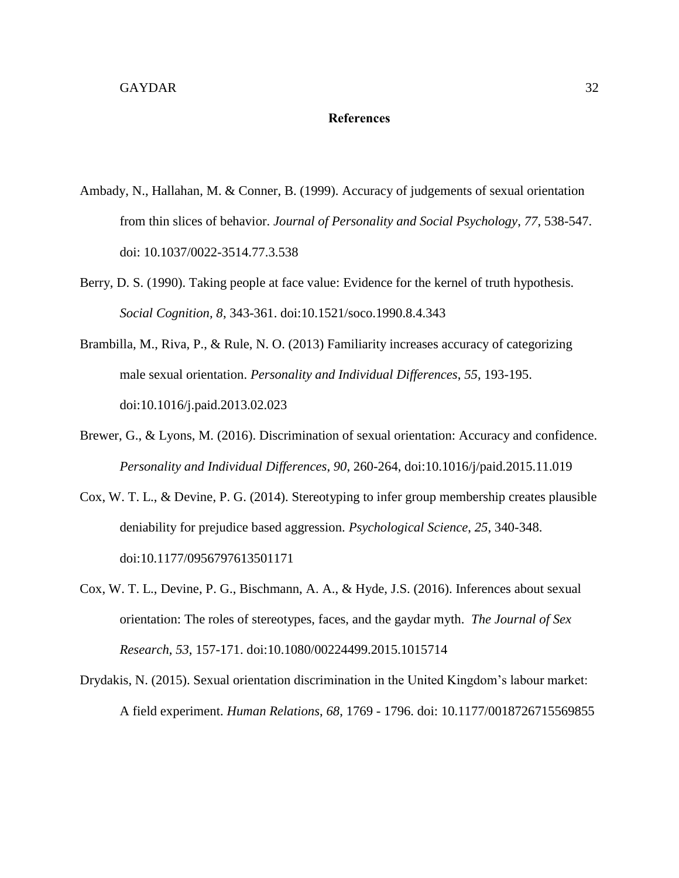# References

Ambady, N., Hallahan, M. & Conner, B. (1999). Accuracy of judgements of sexual orientation from thin slices of behavior. *Journal of Personality and Social Psychology*, *77*, 538-547. doi: 10.1037/0022-3514.77.3.538

Berry, D. S. (1990). Taking people at face value: Evidence for the kernel of truth hypothesis. *Social Cognition, 8*, 343-361. doi:10.1521/soco.1990.8.4.343

Brambilla, M., Riva, P., & Rule, N. O. (2013) Familiarity increases accuracy of categorizing male sexual orientation. *Personality and Individual Differences*, *55*, 193-195. doi:10.1016/j.paid.2013.02.023

Brewer, G., & Lyons, M. (2016). Discrimination of sexual orientation: Accuracy and confidence. *Personality and Individual Differences*, *90*, 260-264, doi:10.1016/j/paid.2015.11.019

Cox, W. T. L., & Devine, P. G. (2014). Stereotyping to infer group membership creates plausible deniability for prejudice based aggression. *Psychological Science*, *25*, 340-348. doi:10.1177/0956797613501171

Cox, W. T. L., Devine, P. G., Bischmann, A. A., & Hyde, J.S. (2016). Inferences about sexual orientation: The roles of stereotypes, faces, and the gaydar myth. *The Journal of Sex Research*, *53*, 157-171. doi:10.1080/00224499.2015.1015714

Drydakis, N. (2015). Sexual orientation discrimination in the United Kingdom's labour market: A field experiment. *Human Relations*, *68*, 1769 - 1796. doi: 10.1177/0018726715569855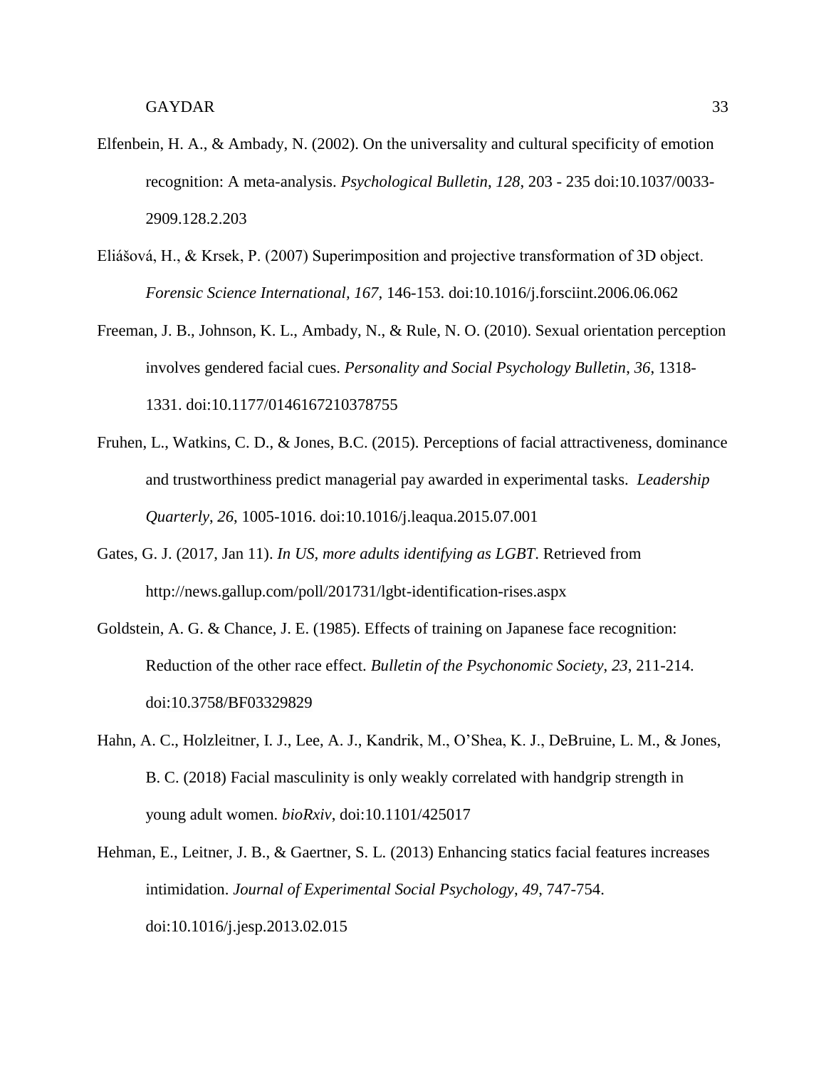Elfenbein, H. A., & Ambady, N. (2002). On the universality and cultural specificity of emotion recognition: A meta-analysis. *Psychological Bulletin*, *128*, 203 - 235 doi:10.1037/0033-2909.128.2.203

Eliášová, H., & Krsek, P. (2007) Superimposition and projective transformation of 3D object. *Forensic Science International*, *167*, 146-153. doi:10.1016/j.forsciint.2006.06.062

Freeman, J. B., Johnson, K. L., Ambady, N., & Rule, N. O. (2010). Sexual orientation perception involves gendered facial cues. *Personality and Social Psychology Bulletin*, *36*, 1318-1331. doi:10.1177/0146167210378755

Fruhen, L., Watkins, C. D., & Jones, B.C. (2015). Perceptions of facial attractiveness, dominance and trustworthiness predict managerial pay awarded in experimental tasks. *Leadership Quarterly*, *26*, 1005-1016. doi:10.1016/j.leaqua.2015.07.001

Gates, G. J. (2017, Jan 11). *In US, more adults identifying as LGBT*. Retrieved from http://news.gallup.com/poll/201731/lgbt-identification-rises.aspx

Goldstein, A. G. & Chance, J. E. (1985). Effects of training on Japanese face recognition: Reduction of the other race effect. *Bulletin of the Psychonomic Society*, *23*, 211-214. doi:10.3758/BF03329829

Hahn, A. C., Holzleitner, I. J., Lee, A. J., Kandrik, M., O'Shea, K. J., DeBruine, L. M., & Jones, B. C. (2018) Facial masculinity is only weakly correlated with handgrip strength in young adult women. *bioRxiv*, doi:10.1101/425017

Hehman, E., Leitner, J. B., & Gaertner, S. L. (2013) Enhancing statics facial features increases intimidation. *Journal of Experimental Social Psychology*, *49*, 747-754. doi:10.1016/j.jesp.2013.02.015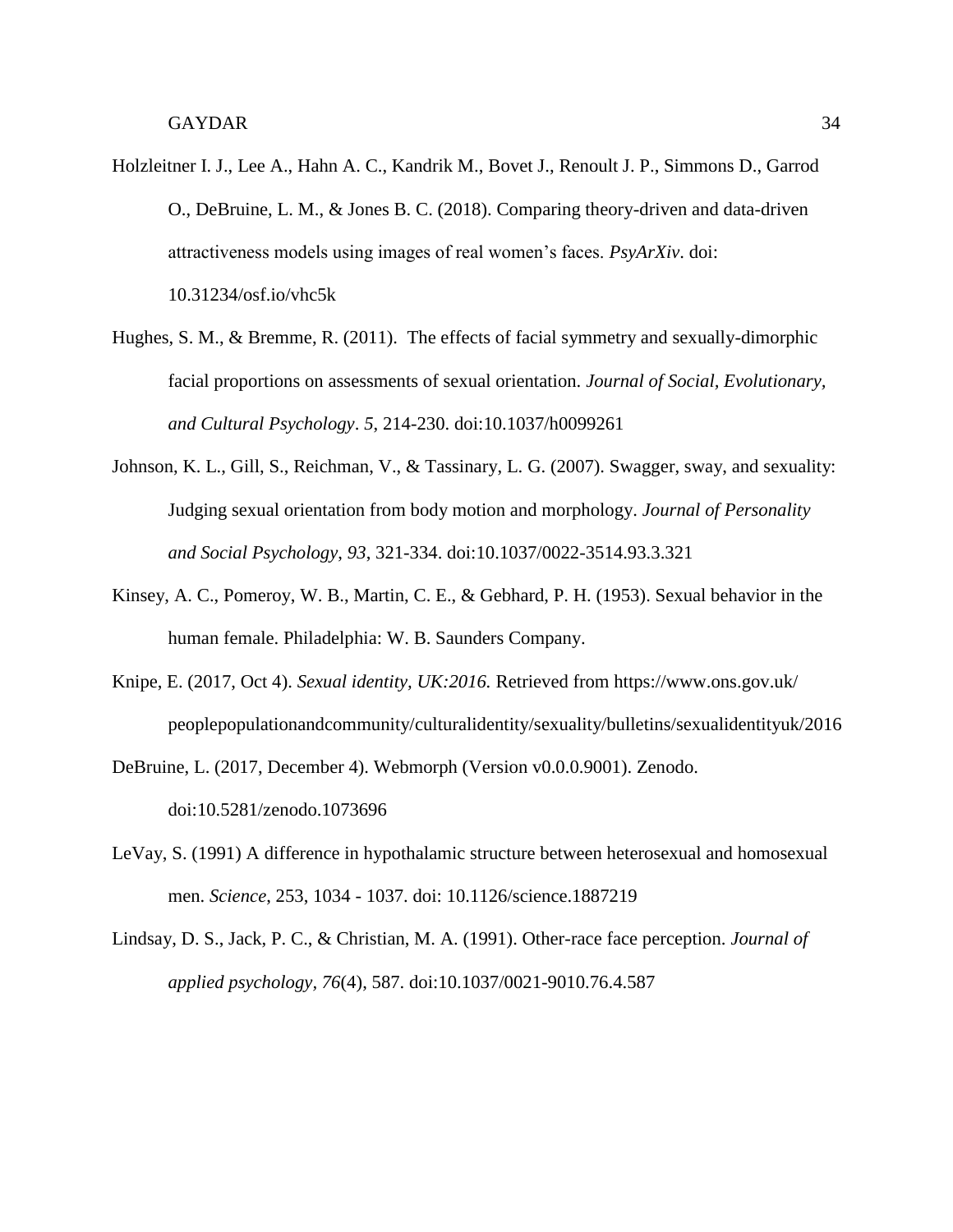Holzleitner I. J., Lee A., Hahn A. C., Kandrik M., Bovet J., Renoult J. P., Simmons D., Garrod O., DeBruine, L. M., & Jones B. C. (2018). Comparing theory-driven and data-driven attractiveness models using images of real women's faces. *PsyArXiv*. doi: 10.31234/osf.io/vhc5k

Hughes, S. M., & Bremme, R. (2011). The effects of facial symmetry and sexually-dimorphic facial proportions on assessments of sexual orientation. *Journal of Social, Evolutionary, and Cultural Psychology*. *5*, 214-230. doi:10.1037/h0099261

Johnson, K. L., Gill, S., Reichman, V., & Tassinary, L. G. (2007). Swagger, sway, and sexuality: Judging sexual orientation from body motion and morphology. *Journal of Personality and Social Psychology*, *93*, 321-334. doi:10.1037/0022-3514.93.3.321

Kinsey, A. C., Pomeroy, W. B., Martin, C. E., & Gebhard, P. H. (1953). Sexual behavior in the human female. Philadelphia: W. B. Saunders Company.

Knipe, E. (2017, Oct 4). *Sexual identity, UK:2016.* Retrieved from https://www.ons.gov.uk/peoplepopulationandcommunity/culturalidentity/sexuality/bulletins/sexualidentityuk/2016

DeBruine, L. (2017, December 4). Webmorph (Version v0.0.0.9001). Zenodo. doi:10.5281/zenodo.1073696

LeVay, S. (1991) A difference in hypothalamic structure between heterosexual and homosexual men. *Science*, 253, 1034 - 1037. doi: 10.1126/science.1887219

Lindsay, D. S., Jack, P. C., & Christian, M. A. (1991). Other-race face perception. *Journal of applied psychology*, *76*(4), 587. doi:10.1037/0021-9010.76.4.587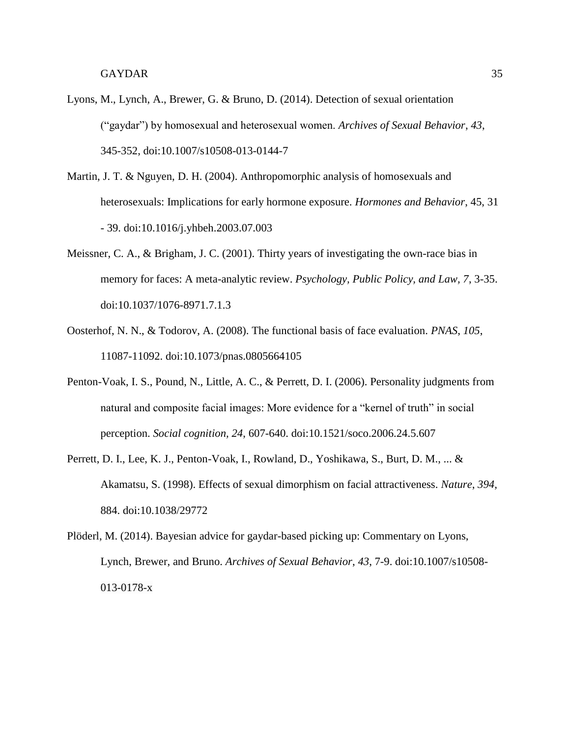Lyons, M., Lynch, A., Brewer, G. & Bruno, D. (2014). Detection of sexual orientation ("gaydar") by homosexual and heterosexual women. *Archives of Sexual Behavior*, *43*, 345-352, doi:10.1007/s10508-013-0144-7

Martin, J. T. & Nguyen, D. H. (2004). Anthropomorphic analysis of homosexuals and heterosexuals: Implications for early hormone exposure. *Hormones and Behavior*, 45, 31 - 39. doi:10.1016/j.yhbeh.2003.07.003

Meissner, C. A., & Brigham, J. C. (2001). Thirty years of investigating the own-race bias in memory for faces: A meta-analytic review. *Psychology, Public Policy, and Law, 7*, 3-35. doi:10.1037/1076-8971.7.1.3

Oosterhof, N. N., & Todorov, A. (2008). The functional basis of face evaluation. *PNAS*, *105*, 11087-11092. doi:10.1073/pnas.0805664105

Penton-Voak, I. S., Pound, N., Little, A. C., & Perrett, D. I. (2006). Personality judgments from natural and composite facial images: More evidence for a "kernel of truth" in social perception. *Social cognition, 24*, 607-640. doi:10.1521/soco.2006.24.5.607

Perrett, D. I., Lee, K. J., Penton-Voak, I., Rowland, D., Yoshikawa, S., Burt, D. M., ... & Akamatsu, S. (1998). Effects of sexual dimorphism on facial attractiveness. *Nature*, *394*, 884. doi:10.1038/29772

Plöderl, M. (2014). Bayesian advice for gaydar-based picking up: Commentary on Lyons, Lynch, Brewer, and Bruno. *Archives of Sexual Behavior*, *43*, 7-9. doi:10.1007/s10508-013-0178-x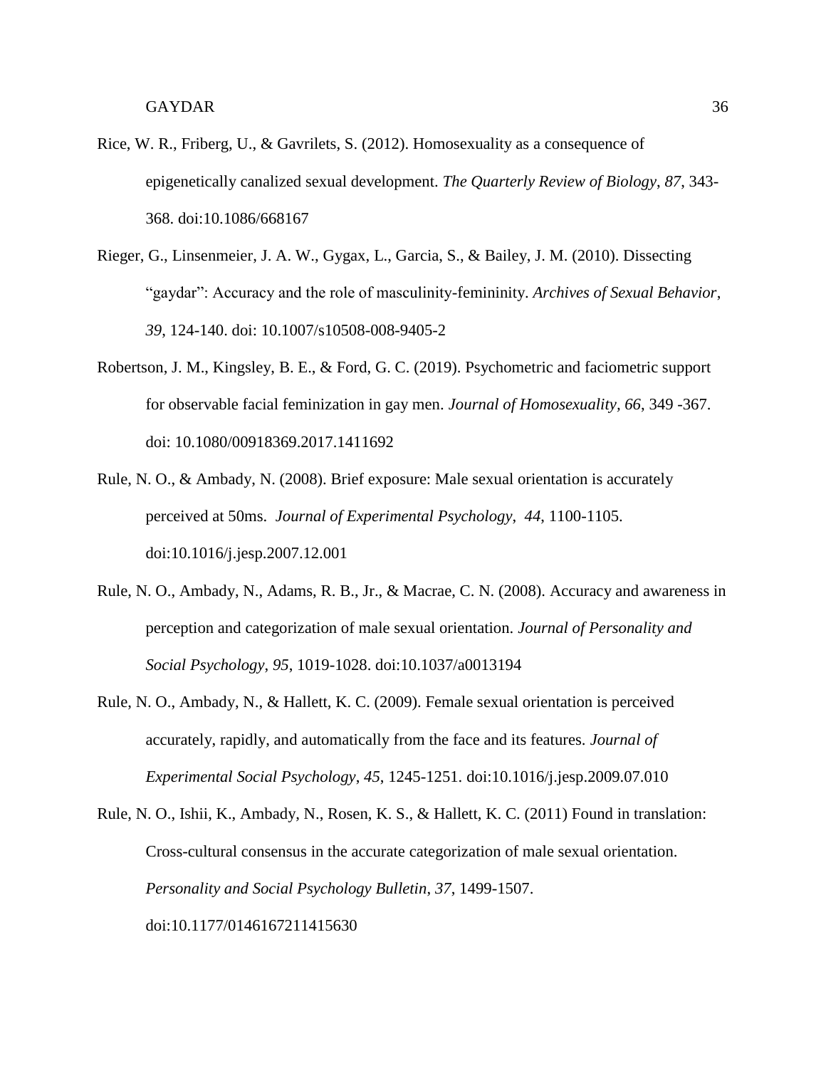Rice, W. R., Friberg, U., & Gavrilets, S. (2012). Homosexuality as a consequence of epigenetically canalized sexual development. *The Quarterly Review of Biology*, *87*, 343-368. doi:10.1086/668167

Rieger, G., Linsenmeier, J. A. W., Gygax, L., Garcia, S., & Bailey, J. M. (2010). Dissecting "gaydar": Accuracy and the role of masculinity-femininity. *Archives of Sexual Behavior*, *39*, 124-140. doi: 10.1007/s10508-008-9405-2

Robertson, J. M., Kingsley, B. E., & Ford, G. C. (2019). Psychometric and faciometric support for observable facial feminization in gay men. *Journal of Homosexuality*, *66*, 349 -367. doi: 10.1080/00918369.2017.1411692

Rule, N. O., & Ambady, N. (2008). Brief exposure: Male sexual orientation is accurately perceived at 50ms. *Journal of Experimental Psychology*, *44*, 1100-1105. doi:10.1016/j.jesp.2007.12.001

Rule, N. O., Ambady, N., Adams, R. B., Jr., & Macrae, C. N. (2008). Accuracy and awareness in perception and categorization of male sexual orientation. *Journal of Personality and Social Psychology*, *95*, 1019-1028. doi:10.1037/a0013194

Rule, N. O., Ambady, N., & Hallett, K. C. (2009). Female sexual orientation is perceived accurately, rapidly, and automatically from the face and its features. *Journal of Experimental Social Psychology*, *45*, 1245-1251. doi:10.1016/j.jesp.2009.07.010

Rule, N. O., Ishii, K., Ambady, N., Rosen, K. S., & Hallett, K. C. (2011) Found in translation: Cross-cultural consensus in the accurate categorization of male sexual orientation. *Personality and Social Psychology Bulletin*, *37*, 1499-1507. doi:10.1177/0146167211415630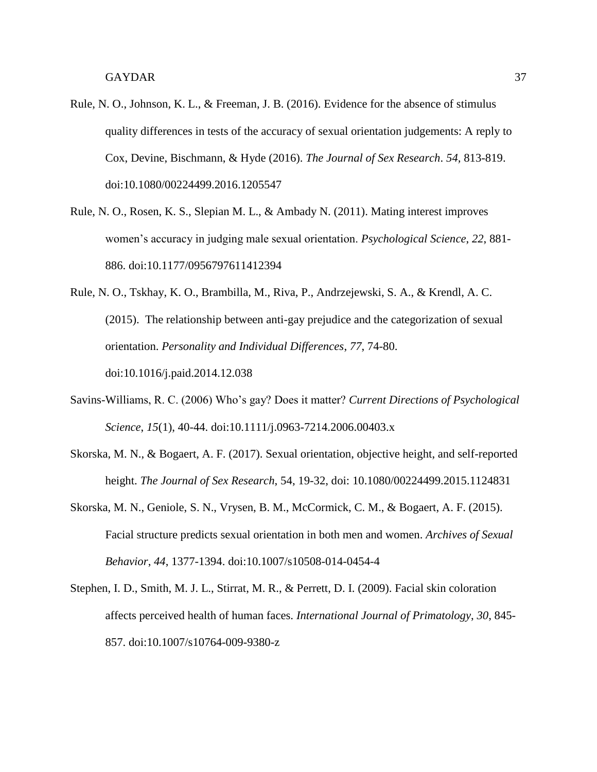Rule, N. O., Johnson, K. L., & Freeman, J. B. (2016). Evidence for the absence of stimulus quality differences in tests of the accuracy of sexual orientation judgements: A reply to Cox, Devine, Bischmann, & Hyde (2016). *The Journal of Sex Research*. *54*, 813-819. doi:10.1080/00224499.2016.1205547

Rule, N. O., Rosen, K. S., Slepian M. L., & Ambady N. (2011). Mating interest improves women's accuracy in judging male sexual orientation. *Psychological Science*, *22*, 881-886. doi:10.1177/0956797611412394

Rule, N. O., Tskhay, K. O., Brambilla, M., Riva, P., Andrzejewski, S. A., & Krendl, A. C. (2015). The relationship between anti-gay prejudice and the categorization of sexual orientation. *Personality and Individual Differences*, *77*, 74-80. doi:10.1016/j.paid.2014.12.038

Savins-Williams, R. C. (2006) Who's gay? Does it matter? *Current Directions of Psychological Science, 15*(1), 40-44. doi:10.1111/j.0963-7214.2006.00403.x

Skorska, M. N., & Bogaert, A. F. (2017). Sexual orientation, objective height, and self-reported height. *The Journal of Sex Research*, 54, 19-32, doi: 10.1080/00224499.2015.1124831

Skorska, M. N., Geniole, S. N., Vrysen, B. M., McCormick, C. M., & Bogaert, A. F. (2015). Facial structure predicts sexual orientation in both men and women. *Archives of Sexual Behavior*, *44*, 1377-1394. doi:10.1007/s10508-014-0454-4

Stephen, I. D., Smith, M. J. L., Stirrat, M. R., & Perrett, D. I. (2009). Facial skin coloration affects perceived health of human faces. *International Journal of Primatology*, *30*, 845-857. doi:10.1007/s10764-009-9380-z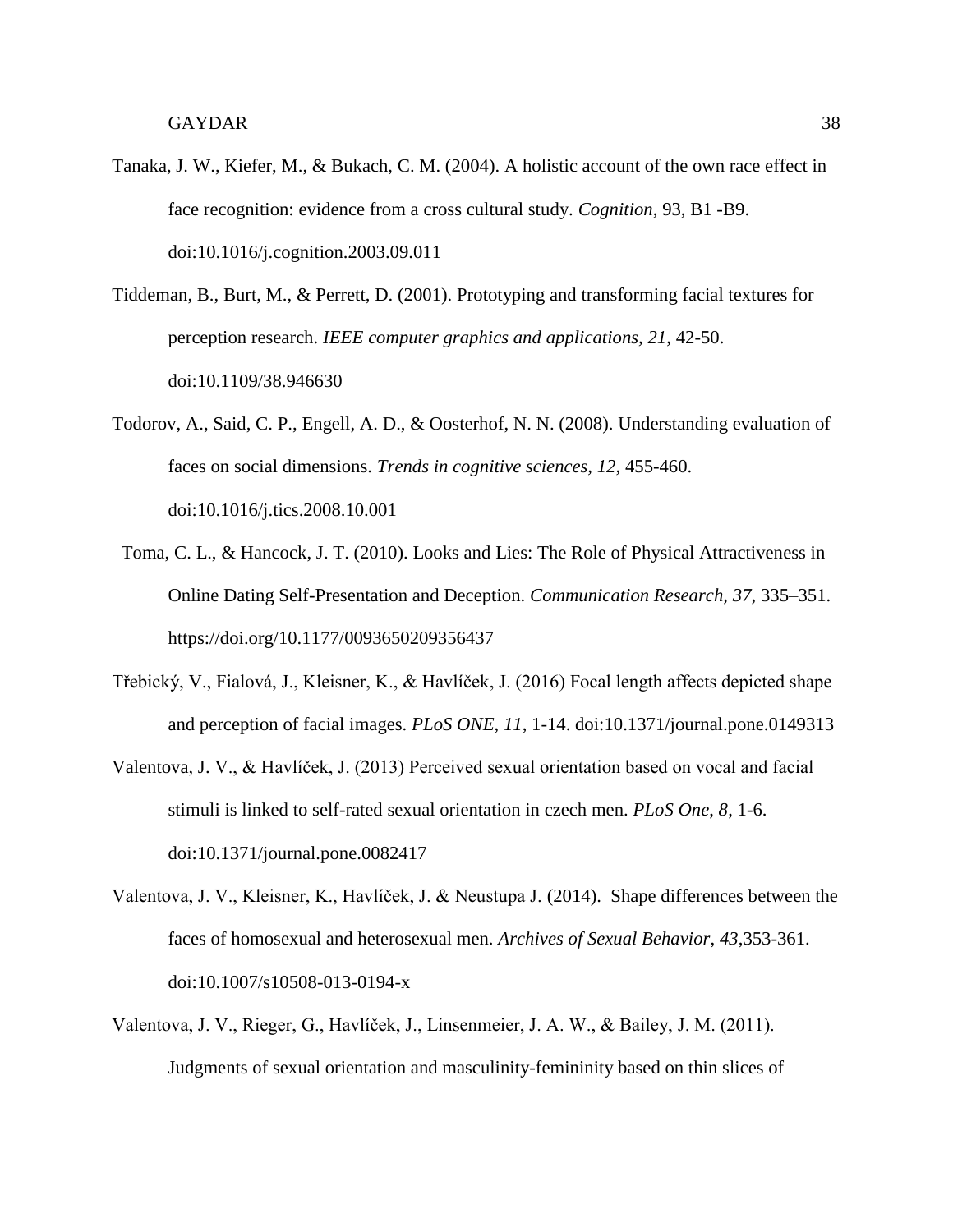Tanaka, J. W., Kiefer, M., & Bukach, C. M. (2004). A holistic account of the own race effect in face recognition: evidence from a cross cultural study. *Cognition*, 93, B1 -B9. doi:10.1016/j.cognition.2003.09.011

Tiddeman, B., Burt, M., & Perrett, D. (2001). Prototyping and transforming facial textures for perception research. *IEEE computer graphics and applications, 21*, 42-50. doi:10.1109/38.946630

Todorov, A., Said, C. P., Engell, A. D., & Oosterhof, N. N. (2008). Understanding evaluation of faces on social dimensions. *Trends in cognitive sciences, 12*, 455-460. doi:10.1016/j.tics.2008.10.001

Toma, C. L., & Hancock, J. T. (2010). Looks and Lies: The Role of Physical Attractiveness in Online Dating Self-Presentation and Deception. *Communication Research, 37*, 335–351. https://doi.org/10.1177/0093650209356437

Třebický, V., Fialová, J., Kleisner, K., & Havlíček, J. (2016) Focal length affects depicted shape and perception of facial images. *PLoS ONE, 11*, 1-14. doi:10.1371/journal.pone.0149313

Valentova, J. V., & Havlíček, J. (2013) Perceived sexual orientation based on vocal and facial stimuli is linked to self-rated sexual orientation in czech men. *PLoS One, 8*, 1-6. doi:10.1371/journal.pone.0082417

Valentova, J. V., Kleisner, K., Havlíček, J. & Neustupa J. (2014). Shape differences between the faces of homosexual and heterosexual men. *Archives of Sexual Behavior, 43*,353-361. doi:10.1007/s10508-013-0194-x

Valentova, J. V., Rieger, G., Havlíček, J., Linsenmeier, J. A. W., & Bailey, J. M. (2011). Judgments of sexual orientation and masculinity-femininity based on thin slices of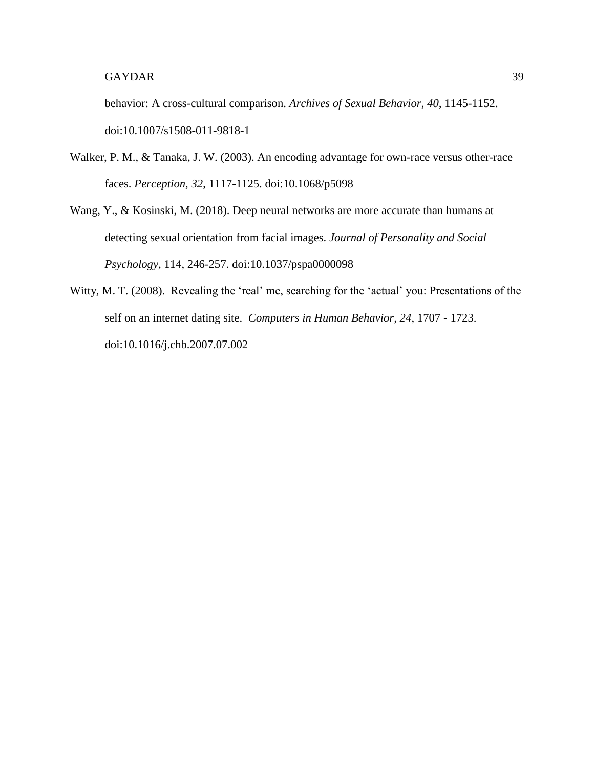behavior: A cross-cultural comparison. *Archives of Sexual Behavior*, *40*, 1145-1152. doi:10.1007/s1508-011-9818-1

Walker, P. M., & Tanaka, J. W. (2003). An encoding advantage for own-race versus other-race faces. *Perception*, *32*, 1117-1125. doi:10.1068/p5098

Wang, Y., & Kosinski, M. (2018). Deep neural networks are more accurate than humans at detecting sexual orientation from facial images. *Journal of Personality and Social Psychology*, 114, 246-257. doi:10.1037/pspa0000098

Witty, M. T. (2008). Revealing the 'real' me, searching for the 'actual' you: Presentations of the self on an internet dating site. *Computers in Human Behavior*, *24*, 1707 - 1723. doi:10.1016/j.chb.2007.07.002